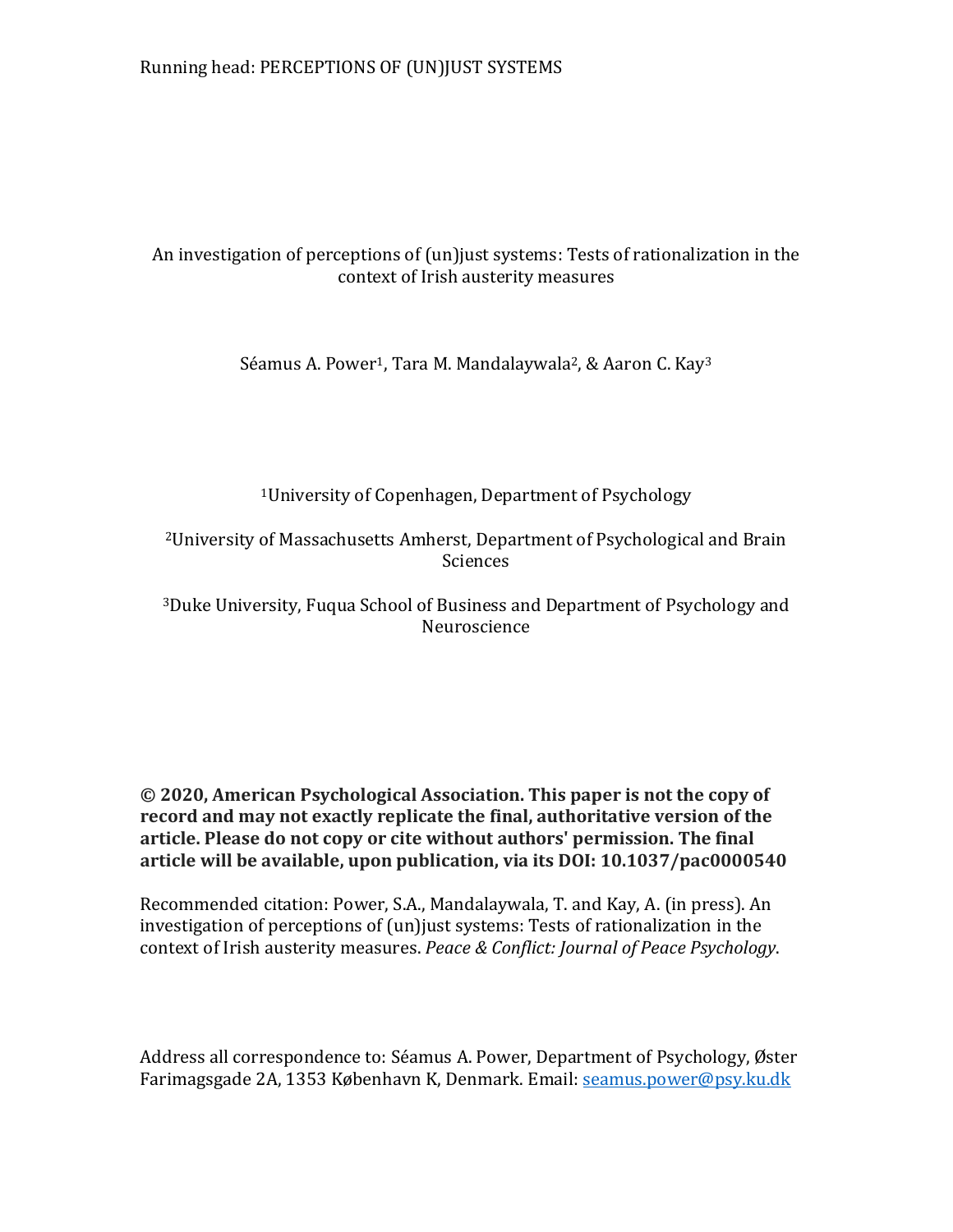# An investigation of perceptions of (un)just systems: Tests of rationalization in the context of Irish austerity measures

Séamus A. Power[1], Tara M. Mandalaywala[2], & Aaron C. Kay[3]

[1]University of Copenhagen, Department of Psychology

[2]University of Massachusetts Amherst, Department of Psychological and Brain Sciences

[3]Duke University, Fuqua School of Business and Department of Psychology and Neuroscience

**© 2020, American Psychological Association. This paper is not the copy of record and may not exactly replicate the final, authoritative version of the article. Please do not copy or cite without authors' permission. The final article will be available, upon publication, via its DOI: 10.1037/pac0000540**

Recommended citation: Power, S.A., Mandalaywala, T. and Kay, A. (in press). An investigation of perceptions of (un)just systems: Tests of rationalization in the context of Irish austerity measures. *Peace & Conflict: Journal of Peace Psychology*.

Address all correspondence to: Séamus A. Power, Department of Psychology, Øster Farimagsgade 2A, 1353 København K, Denmark. Email: seamus.power@psy.ku.dk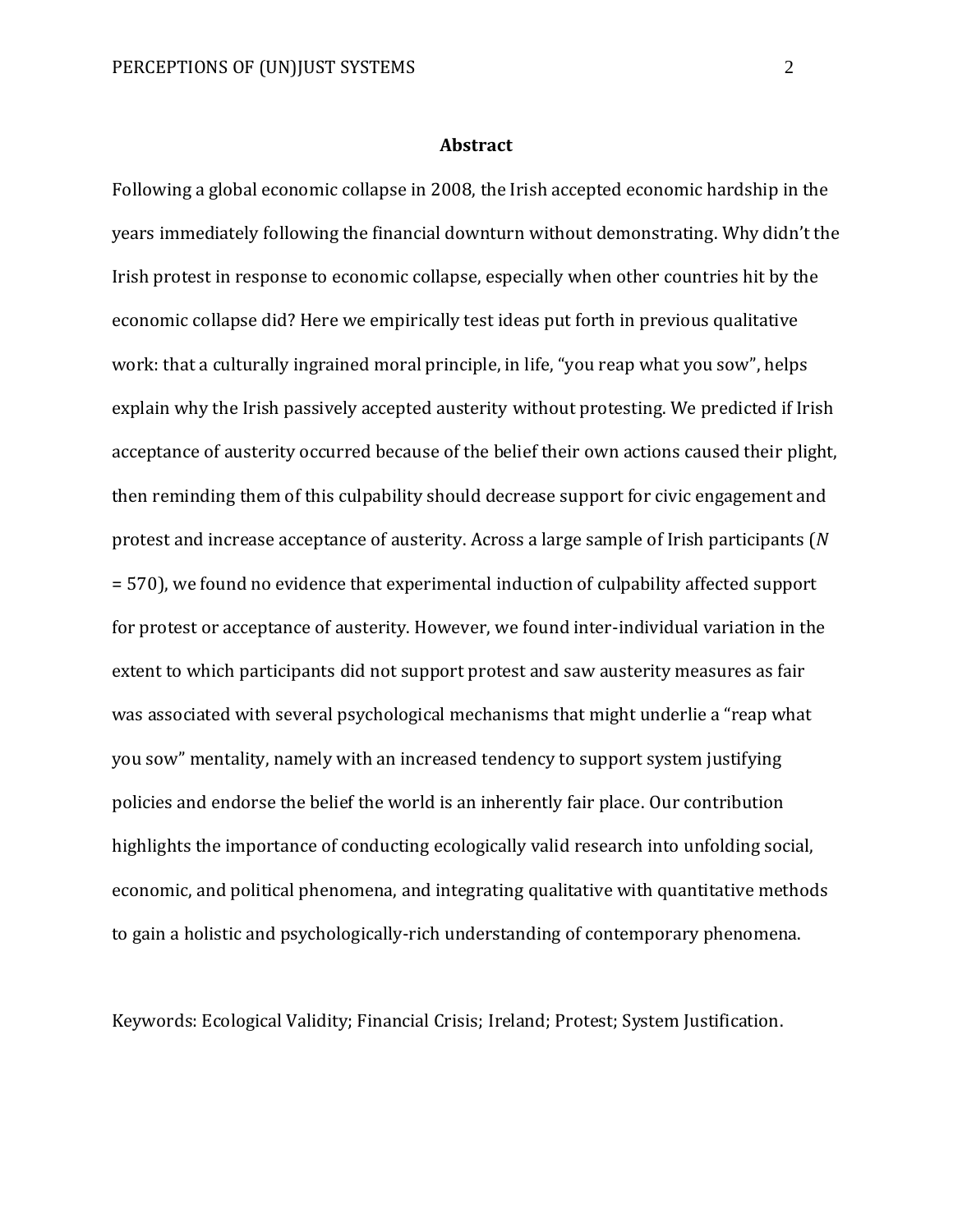## Abstract

Following a global economic collapse in 2008, the Irish accepted economic hardship in the years immediately following the financial downturn without demonstrating. Why didn't the Irish protest in response to economic collapse, especially when other countries hit by the economic collapse did? Here we empirically test ideas put forth in previous qualitative work: that a culturally ingrained moral principle, in life, "you reap what you sow", helps explain why the Irish passively accepted austerity without protesting. We predicted if Irish acceptance of austerity occurred because of the belief their own actions caused their plight, then reminding them of this culpability should decrease support for civic engagement and protest and increase acceptance of austerity. Across a large sample of Irish participants ($N$ = 570), we found no evidence that experimental induction of culpability affected support for protest or acceptance of austerity. However, we found inter-individual variation in the extent to which participants did not support protest and saw austerity measures as fair was associated with several psychological mechanisms that might underlie a "reap what you sow" mentality, namely with an increased tendency to support system justifying policies and endorse the belief the world is an inherently fair place. Our contribution highlights the importance of conducting ecologically valid research into unfolding social, economic, and political phenomena, and integrating qualitative with quantitative methods to gain a holistic and psychologically-rich understanding of contemporary phenomena.

Keywords: Ecological Validity; Financial Crisis; Ireland; Protest; System Justification.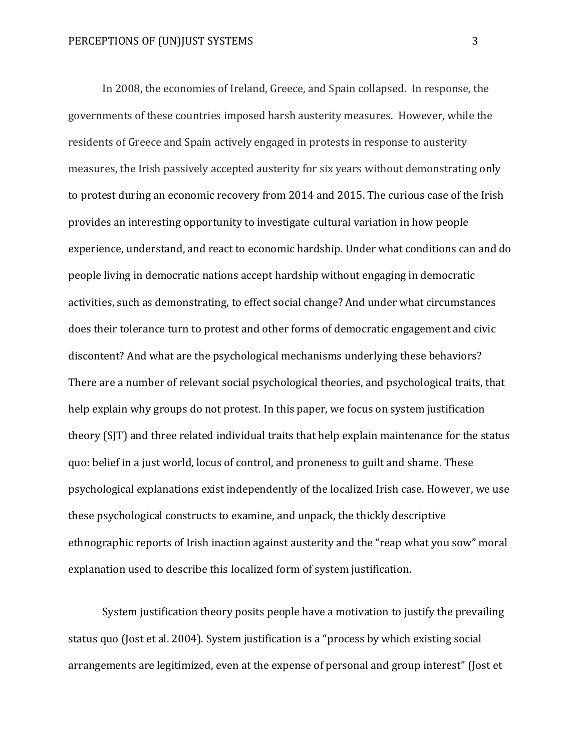In 2008, the economies of Ireland, Greece, and Spain collapsed. In response, the governments of these countries imposed harsh austerity measures. However, while the residents of Greece and Spain actively engaged in protests in response to austerity measures, the Irish passively accepted austerity for six years without demonstrating only to protest during an economic recovery from 2014 and 2015. The curious case of the Irish provides an interesting opportunity to investigate cultural variation in how people experience, understand, and react to economic hardship. Under what conditions can and do people living in democratic nations accept hardship without engaging in democratic activities, such as demonstrating, to effect social change? And under what circumstances does their tolerance turn to protest and other forms of democratic engagement and civic discontent? And what are the psychological mechanisms underlying these behaviors? There are a number of relevant social psychological theories, and psychological traits, that help explain why groups do not protest. In this paper, we focus on system justification theory (SJT) and three related individual traits that help explain maintenance for the status quo: belief in a just world, locus of control, and proneness to guilt and shame. These psychological explanations exist independently of the localized Irish case. However, we use these psychological constructs to examine, and unpack, the thickly descriptive ethnographic reports of Irish inaction against austerity and the "reap what you sow" moral explanation used to describe this localized form of system justification.

System justification theory posits people have a motivation to justify the prevailing status quo (Jost et al. 2004). System justification is a "process by which existing social arrangements are legitimized, even at the expense of personal and group interest" (Jost et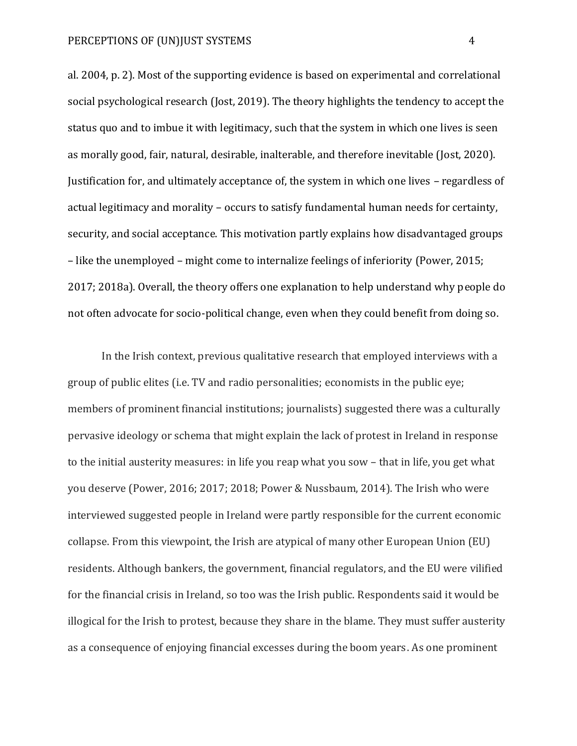al. 2004, p. 2). Most of the supporting evidence is based on experimental and correlational social psychological research (Jost, 2019). The theory highlights the tendency to accept the status quo and to imbue it with legitimacy, such that the system in which one lives is seen as morally good, fair, natural, desirable, inalterable, and therefore inevitable (Jost, 2020). Justification for, and ultimately acceptance of, the system in which one lives – regardless of actual legitimacy and morality – occurs to satisfy fundamental human needs for certainty, security, and social acceptance. This motivation partly explains how disadvantaged groups – like the unemployed – might come to internalize feelings of inferiority (Power, 2015; 2017; 2018a). Overall, the theory offers one explanation to help understand why people do not often advocate for socio-political change, even when they could benefit from doing so.

In the Irish context, previous qualitative research that employed interviews with a group of public elites (i.e. TV and radio personalities; economists in the public eye; members of prominent financial institutions; journalists) suggested there was a culturally pervasive ideology or schema that might explain the lack of protest in Ireland in response to the initial austerity measures: in life you reap what you sow – that in life, you get what you deserve (Power, 2016; 2017; 2018; Power & Nussbaum, 2014). The Irish who were interviewed suggested people in Ireland were partly responsible for the current economic collapse. From this viewpoint, the Irish are atypical of many other European Union (EU) residents. Although bankers, the government, financial regulators, and the EU were vilified for the financial crisis in Ireland, so too was the Irish public. Respondents said it would be illogical for the Irish to protest, because they share in the blame. They must suffer austerity as a consequence of enjoying financial excesses during the boom years. As one prominent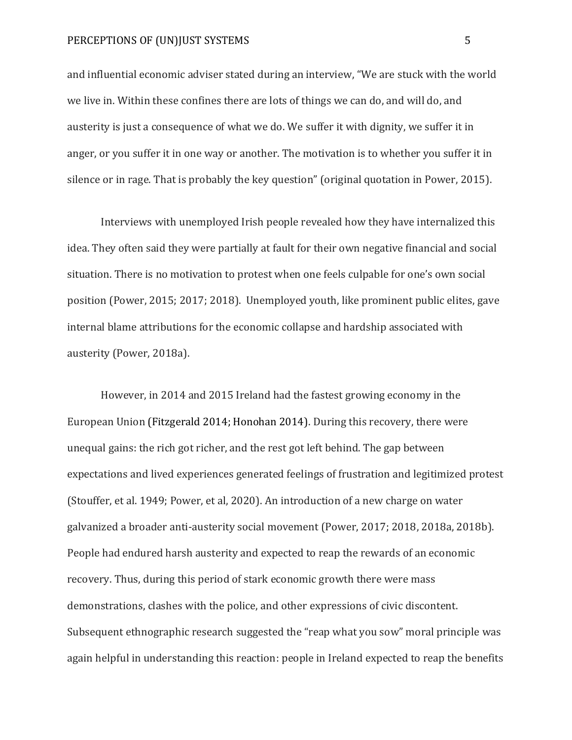and influential economic adviser stated during an interview, "We are stuck with the world we live in. Within these confines there are lots of things we can do, and will do, and austerity is just a consequence of what we do. We suffer it with dignity, we suffer it in anger, or you suffer it in one way or another. The motivation is to whether you suffer it in silence or in rage. That is probably the key question" (original quotation in Power, 2015).

Interviews with unemployed Irish people revealed how they have internalized this idea. They often said they were partially at fault for their own negative financial and social situation. There is no motivation to protest when one feels culpable for one's own social position (Power, 2015; 2017; 2018). Unemployed youth, like prominent public elites, gave internal blame attributions for the economic collapse and hardship associated with austerity (Power, 2018a).

However, in 2014 and 2015 Ireland had the fastest growing economy in the European Union (Fitzgerald 2014; Honohan 2014). During this recovery, there were unequal gains: the rich got richer, and the rest got left behind. The gap between expectations and lived experiences generated feelings of frustration and legitimized protest (Stouffer, et al. 1949; Power, et al, 2020). An introduction of a new charge on water galvanized a broader anti-austerity social movement (Power, 2017; 2018, 2018a, 2018b). People had endured harsh austerity and expected to reap the rewards of an economic recovery. Thus, during this period of stark economic growth there were mass demonstrations, clashes with the police, and other expressions of civic discontent. Subsequent ethnographic research suggested the "reap what you sow" moral principle was again helpful in understanding this reaction: people in Ireland expected to reap the benefits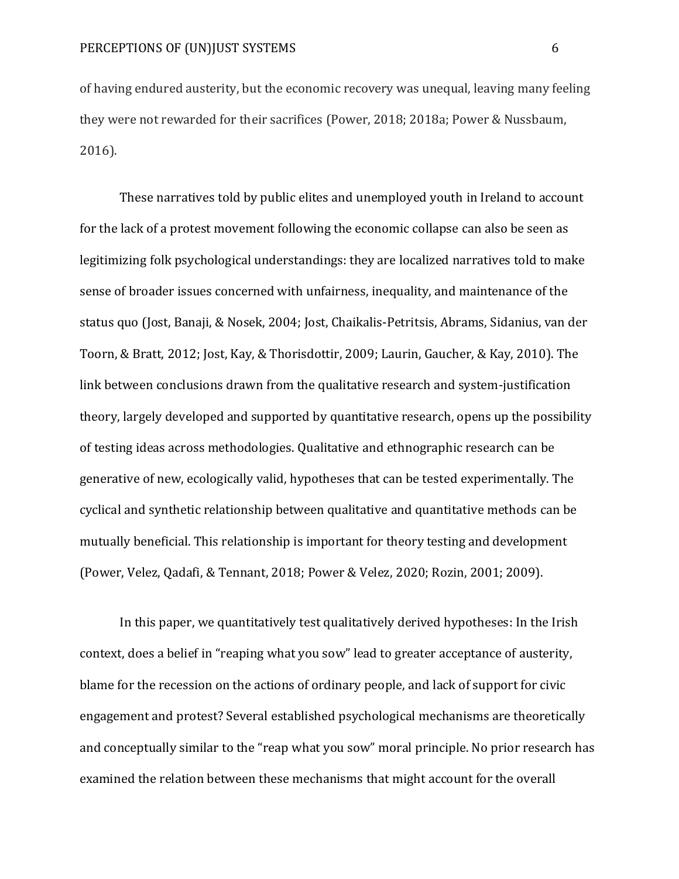of having endured austerity, but the economic recovery was unequal, leaving many feeling they were not rewarded for their sacrifices (Power, 2018; 2018a; Power & Nussbaum, 2016).

These narratives told by public elites and unemployed youth in Ireland to account for the lack of a protest movement following the economic collapse can also be seen as legitimizing folk psychological understandings: they are localized narratives told to make sense of broader issues concerned with unfairness, inequality, and maintenance of the status quo (Jost, Banaji, & Nosek, 2004; Jost, Chaikalis-Petritsis, Abrams, Sidanius, van der Toorn, & Bratt, 2012; Jost, Kay, & Thorisdottir, 2009; Laurin, Gaucher, & Kay, 2010). The link between conclusions drawn from the qualitative research and system-justification theory, largely developed and supported by quantitative research, opens up the possibility of testing ideas across methodologies. Qualitative and ethnographic research can be generative of new, ecologically valid, hypotheses that can be tested experimentally. The cyclical and synthetic relationship between qualitative and quantitative methods can be mutually beneficial. This relationship is important for theory testing and development (Power, Velez, Qadafi, & Tennant, 2018; Power & Velez, 2020; Rozin, 2001; 2009).

In this paper, we quantitatively test qualitatively derived hypotheses: In the Irish context, does a belief in "reaping what you sow" lead to greater acceptance of austerity, blame for the recession on the actions of ordinary people, and lack of support for civic engagement and protest? Several established psychological mechanisms are theoretically and conceptually similar to the "reap what you sow" moral principle. No prior research has examined the relation between these mechanisms that might account for the overall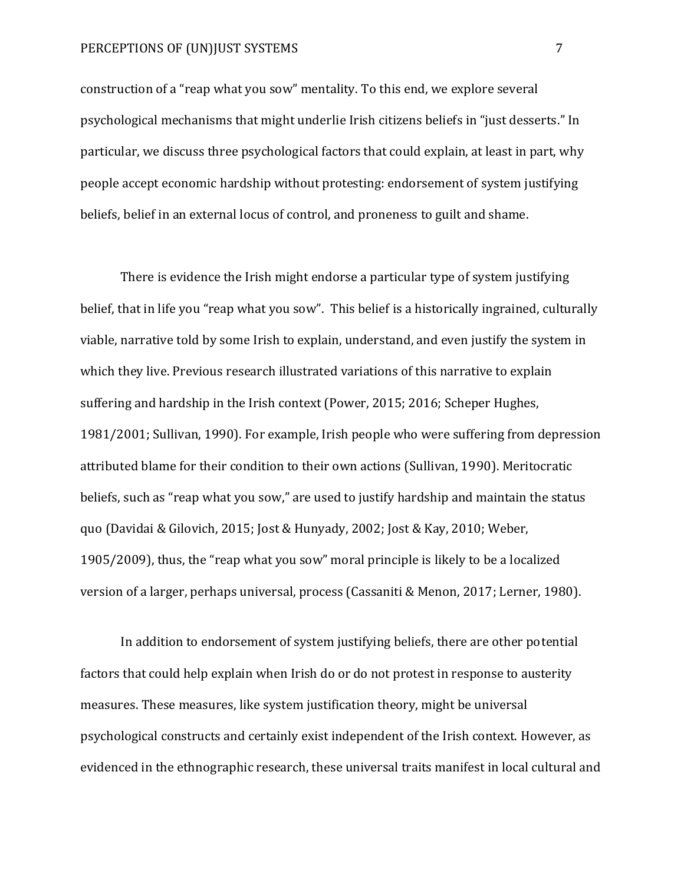construction of a “reap what you sow” mentality. To this end, we explore several psychological mechanisms that might underlie Irish citizens beliefs in “just desserts.” In particular, we discuss three psychological factors that could explain, at least in part, why people accept economic hardship without protesting: endorsement of system justifying beliefs, belief in an external locus of control, and proneness to guilt and shame.

There is evidence the Irish might endorse a particular type of system justifying belief, that in life you “reap what you sow”. This belief is a historically ingrained, culturally viable, narrative told by some Irish to explain, understand, and even justify the system in which they live. Previous research illustrated variations of this narrative to explain suffering and hardship in the Irish context (Power, 2015; 2016; Scheper Hughes, 1981/2001; Sullivan, 1990). For example, Irish people who were suffering from depression attributed blame for their condition to their own actions (Sullivan, 1990). Meritocratic beliefs, such as “reap what you sow,” are used to justify hardship and maintain the status quo (Davidai & Gilovich, 2015; Jost & Hunyady, 2002; Jost & Kay, 2010; Weber, 1905/2009), thus, the “reap what you sow” moral principle is likely to be a localized version of a larger, perhaps universal, process (Cassaniti & Menon, 2017; Lerner, 1980).

In addition to endorsement of system justifying beliefs, there are other potential factors that could help explain when Irish do or do not protest in response to austerity measures. These measures, like system justification theory, might be universal psychological constructs and certainly exist independent of the Irish context. However, as evidenced in the ethnographic research, these universal traits manifest in local cultural and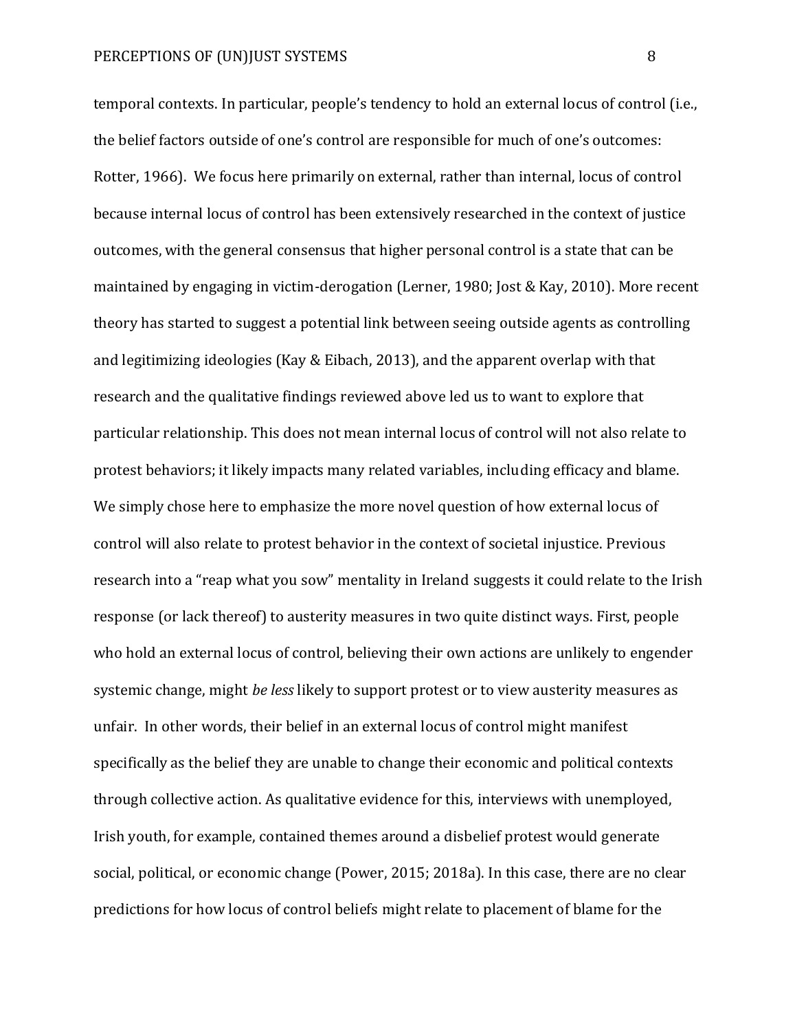temporal contexts. In particular, people's tendency to hold an external locus of control (i.e., the belief factors outside of one's control are responsible for much of one's outcomes: Rotter, 1966). We focus here primarily on external, rather than internal, locus of control because internal locus of control has been extensively researched in the context of justice outcomes, with the general consensus that higher personal control is a state that can be maintained by engaging in victim-derogation (Lerner, 1980; Jost & Kay, 2010). More recent theory has started to suggest a potential link between seeing outside agents as controlling and legitimizing ideologies (Kay & Eibach, 2013), and the apparent overlap with that research and the qualitative findings reviewed above led us to want to explore that particular relationship. This does not mean internal locus of control will not also relate to protest behaviors; it likely impacts many related variables, including efficacy and blame. We simply chose here to emphasize the more novel question of how external locus of control will also relate to protest behavior in the context of societal injustice. Previous research into a "reap what you sow" mentality in Ireland suggests it could relate to the Irish response (or lack thereof) to austerity measures in two quite distinct ways. First, people who hold an external locus of control, believing their own actions are unlikely to engender systemic change, might *be less* likely to support protest or to view austerity measures as unfair. In other words, their belief in an external locus of control might manifest specifically as the belief they are unable to change their economic and political contexts through collective action. As qualitative evidence for this, interviews with unemployed, Irish youth, for example, contained themes around a disbelief protest would generate social, political, or economic change (Power, 2015; 2018a). In this case, there are no clear predictions for how locus of control beliefs might relate to placement of blame for the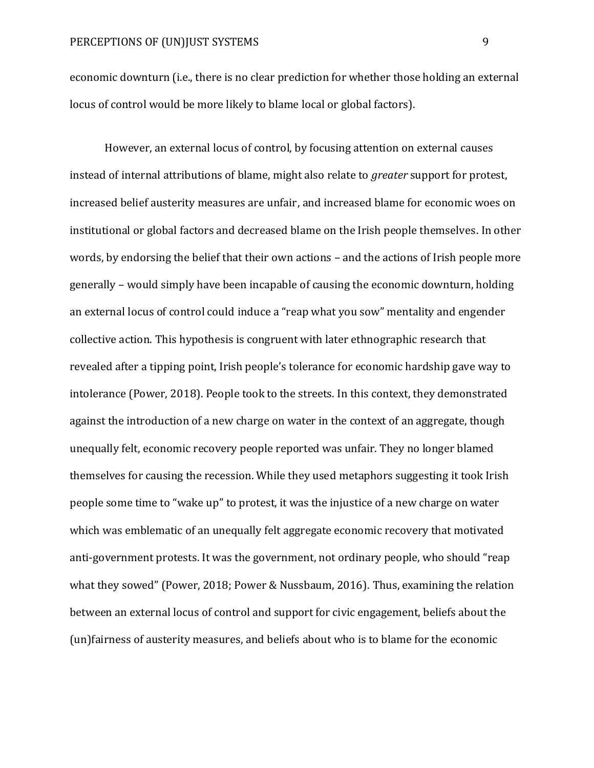economic downturn (i.e., there is no clear prediction for whether those holding an external locus of control would be more likely to blame local or global factors).

However, an external locus of control, by focusing attention on external causes instead of internal attributions of blame, might also relate to *greater* support for protest, increased belief austerity measures are unfair, and increased blame for economic woes on institutional or global factors and decreased blame on the Irish people themselves. In other words, by endorsing the belief that their own actions – and the actions of Irish people more generally – would simply have been incapable of causing the economic downturn, holding an external locus of control could induce a "reap what you sow" mentality and engender collective action. This hypothesis is congruent with later ethnographic research that revealed after a tipping point, Irish people's tolerance for economic hardship gave way to intolerance (Power, 2018). People took to the streets. In this context, they demonstrated against the introduction of a new charge on water in the context of an aggregate, though unequally felt, economic recovery people reported was unfair. They no longer blamed themselves for causing the recession. While they used metaphors suggesting it took Irish people some time to "wake up" to protest, it was the injustice of a new charge on water which was emblematic of an unequally felt aggregate economic recovery that motivated anti-government protests. It was the government, not ordinary people, who should "reap what they sowed" (Power, 2018; Power & Nussbaum, 2016). Thus, examining the relation between an external locus of control and support for civic engagement, beliefs about the (un)fairness of austerity measures, and beliefs about who is to blame for the economic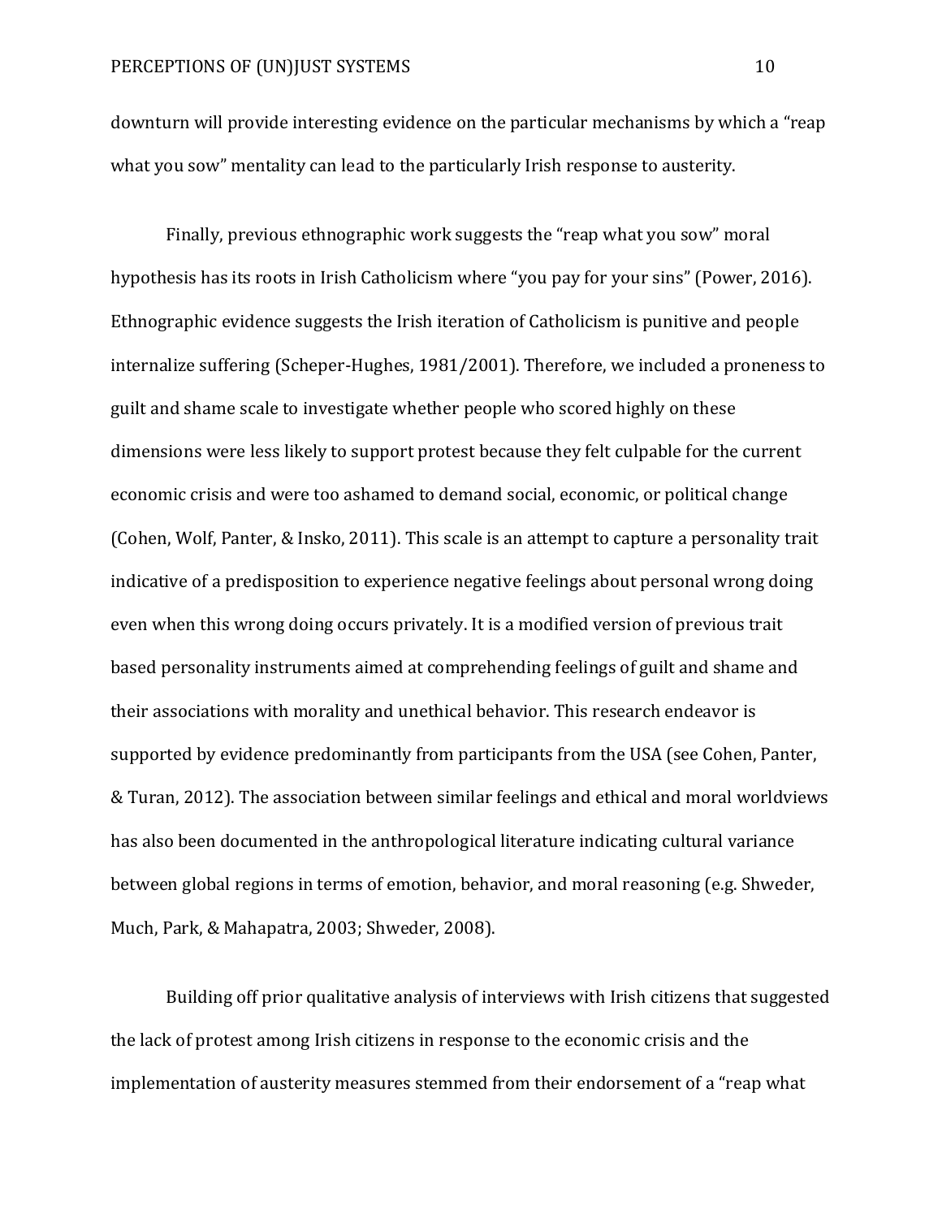downturn will provide interesting evidence on the particular mechanisms by which a "reap what you sow" mentality can lead to the particularly Irish response to austerity.

Finally, previous ethnographic work suggests the "reap what you sow" moral hypothesis has its roots in Irish Catholicism where "you pay for your sins" (Power, 2016). Ethnographic evidence suggests the Irish iteration of Catholicism is punitive and people internalize suffering (Scheper-Hughes, 1981/2001). Therefore, we included a proneness to guilt and shame scale to investigate whether people who scored highly on these dimensions were less likely to support protest because they felt culpable for the current economic crisis and were too ashamed to demand social, economic, or political change (Cohen, Wolf, Panter, & Insko, 2011). This scale is an attempt to capture a personality trait indicative of a predisposition to experience negative feelings about personal wrong doing even when this wrong doing occurs privately. It is a modified version of previous trait based personality instruments aimed at comprehending feelings of guilt and shame and their associations with morality and unethical behavior. This research endeavor is supported by evidence predominantly from participants from the USA (see Cohen, Panter, & Turan, 2012). The association between similar feelings and ethical and moral worldviews has also been documented in the anthropological literature indicating cultural variance between global regions in terms of emotion, behavior, and moral reasoning (e.g. Shweder, Much, Park, & Mahapatra, 2003; Shweder, 2008).

Building off prior qualitative analysis of interviews with Irish citizens that suggested the lack of protest among Irish citizens in response to the economic crisis and the implementation of austerity measures stemmed from their endorsement of a "reap what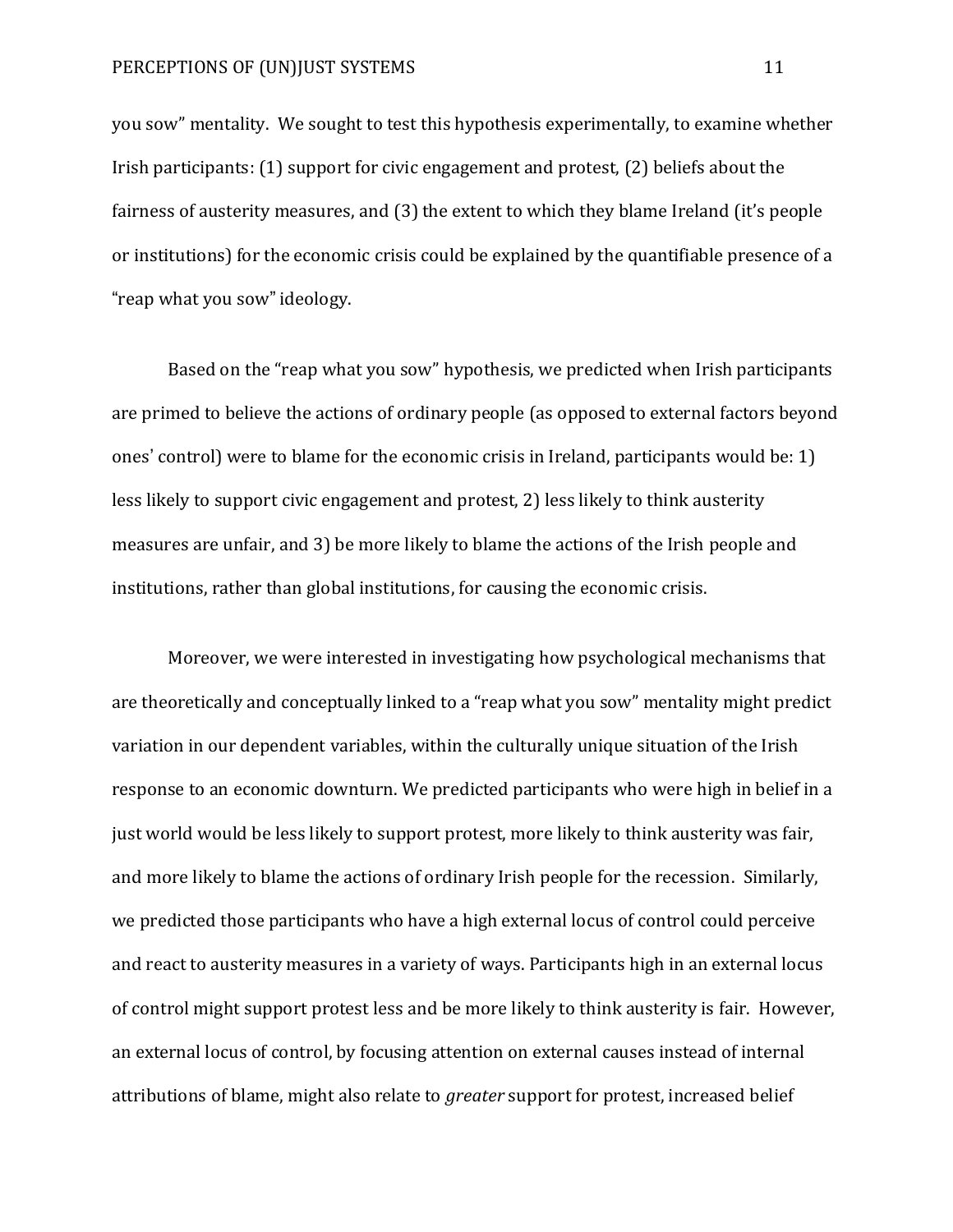you sow" mentality. We sought to test this hypothesis experimentally, to examine whether Irish participants: (1) support for civic engagement and protest, (2) beliefs about the fairness of austerity measures, and (3) the extent to which they blame Ireland (it's people or institutions) for the economic crisis could be explained by the quantifiable presence of a "reap what you sow" ideology.

Based on the "reap what you sow" hypothesis, we predicted when Irish participants are primed to believe the actions of ordinary people (as opposed to external factors beyond ones' control) were to blame for the economic crisis in Ireland, participants would be: 1) less likely to support civic engagement and protest, 2) less likely to think austerity measures are unfair, and 3) be more likely to blame the actions of the Irish people and institutions, rather than global institutions, for causing the economic crisis.

Moreover, we were interested in investigating how psychological mechanisms that are theoretically and conceptually linked to a "reap what you sow" mentality might predict variation in our dependent variables, within the culturally unique situation of the Irish response to an economic downturn. We predicted participants who were high in belief in a just world would be less likely to support protest, more likely to think austerity was fair, and more likely to blame the actions of ordinary Irish people for the recession. Similarly, we predicted those participants who have a high external locus of control could perceive and react to austerity measures in a variety of ways. Participants high in an external locus of control might support protest less and be more likely to think austerity is fair. However, an external locus of control, by focusing attention on external causes instead of internal attributions of blame, might also relate to *greater* support for protest, increased belief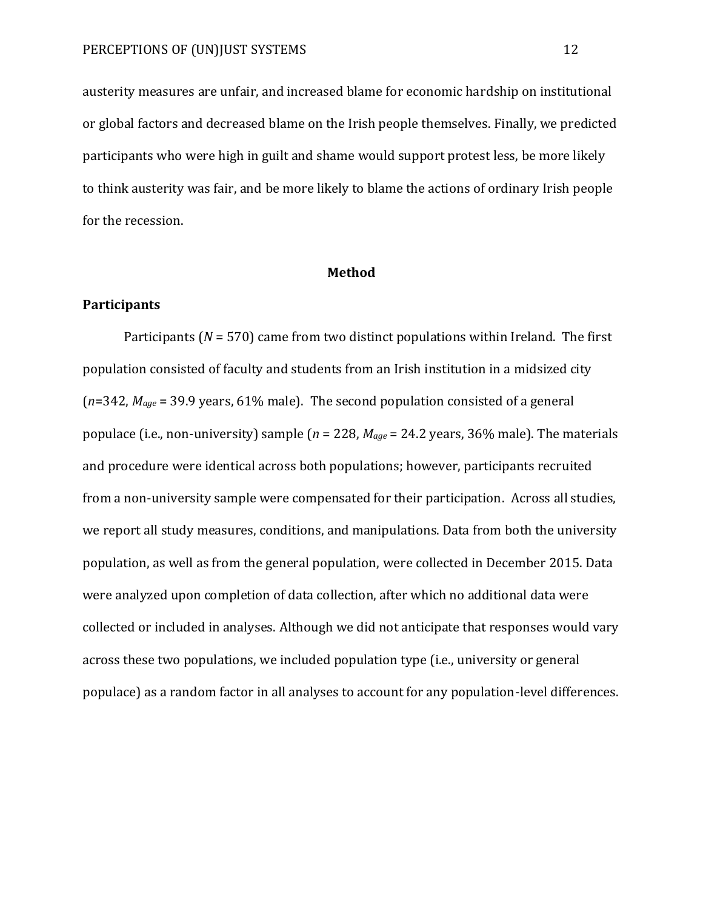austerity measures are unfair, and increased blame for economic hardship on institutional or global factors and decreased blame on the Irish people themselves. Finally, we predicted participants who were high in guilt and shame would support protest less, be more likely to think austerity was fair, and be more likely to blame the actions of ordinary Irish people for the recession.

# Method

## Participants

Participants ($N$ = 570) came from two distinct populations within Ireland. The first population consisted of faculty and students from an Irish institution in a midsized city ($n$=342, $M_{age}$ = 39.9 years, 61% male). The second population consisted of a general populace (i.e., non-university) sample ($n$ = 228, $M_{age}$ = 24.2 years, 36% male). The materials and procedure were identical across both populations; however, participants recruited from a non-university sample were compensated for their participation. Across all studies, we report all study measures, conditions, and manipulations. Data from both the university population, as well as from the general population, were collected in December 2015. Data were analyzed upon completion of data collection, after which no additional data were collected or included in analyses. Although we did not anticipate that responses would vary across these two populations, we included population type (i.e., university or general populace) as a random factor in all analyses to account for any population-level differences.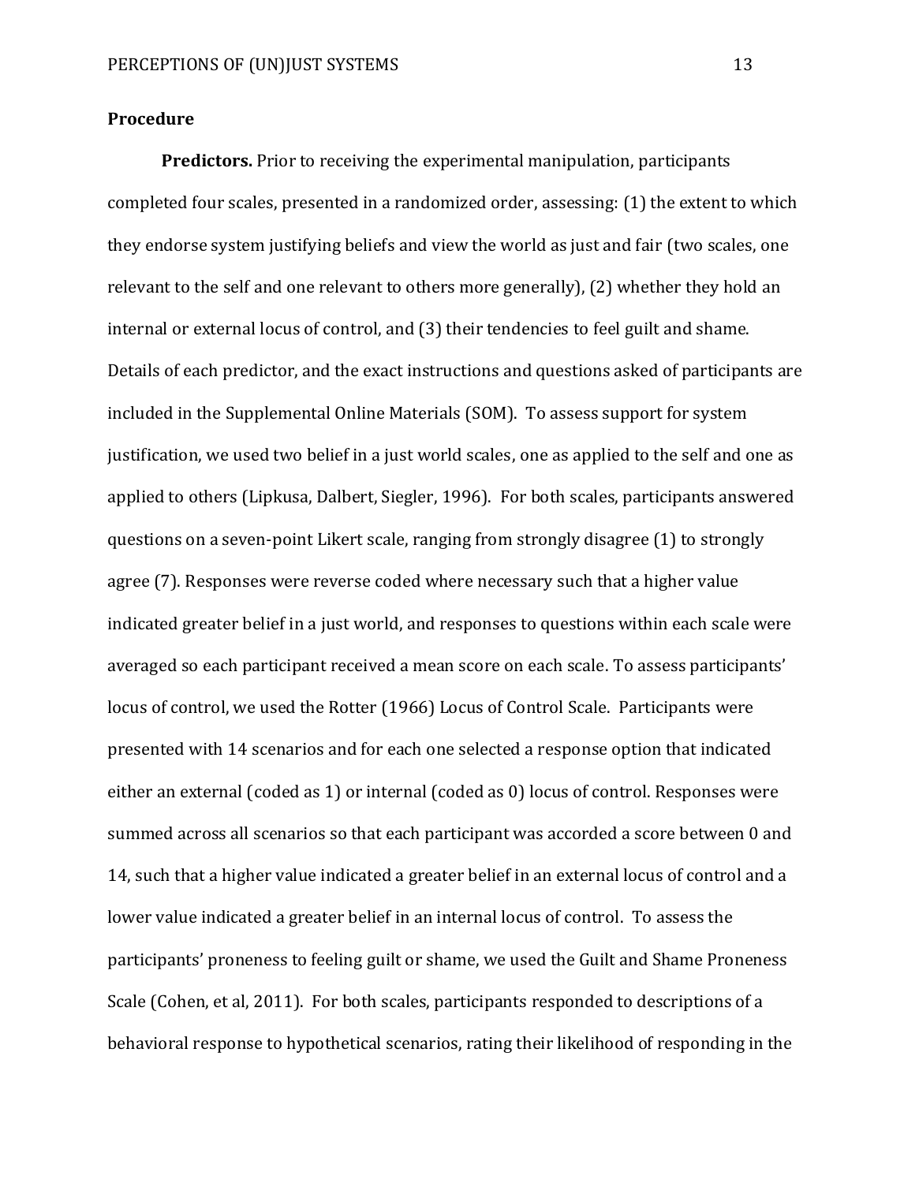## Procedure

**Predictors.** Prior to receiving the experimental manipulation, participants completed four scales, presented in a randomized order, assessing: (1) the extent to which they endorse system justifying beliefs and view the world as just and fair (two scales, one relevant to the self and one relevant to others more generally), (2) whether they hold an internal or external locus of control, and (3) their tendencies to feel guilt and shame. Details of each predictor, and the exact instructions and questions asked of participants are included in the Supplemental Online Materials (SOM). To assess support for system justification, we used two belief in a just world scales, one as applied to the self and one as applied to others (Lipkusa, Dalbert, Siegler, 1996). For both scales, participants answered questions on a seven-point Likert scale, ranging from strongly disagree (1) to strongly agree (7). Responses were reverse coded where necessary such that a higher value indicated greater belief in a just world, and responses to questions within each scale were averaged so each participant received a mean score on each scale. To assess participants' locus of control, we used the Rotter (1966) Locus of Control Scale. Participants were presented with 14 scenarios and for each one selected a response option that indicated either an external (coded as 1) or internal (coded as 0) locus of control. Responses were summed across all scenarios so that each participant was accorded a score between 0 and 14, such that a higher value indicated a greater belief in an external locus of control and a lower value indicated a greater belief in an internal locus of control. To assess the participants' proneness to feeling guilt or shame, we used the Guilt and Shame Proneness Scale (Cohen, et al, 2011). For both scales, participants responded to descriptions of a behavioral response to hypothetical scenarios, rating their likelihood of responding in the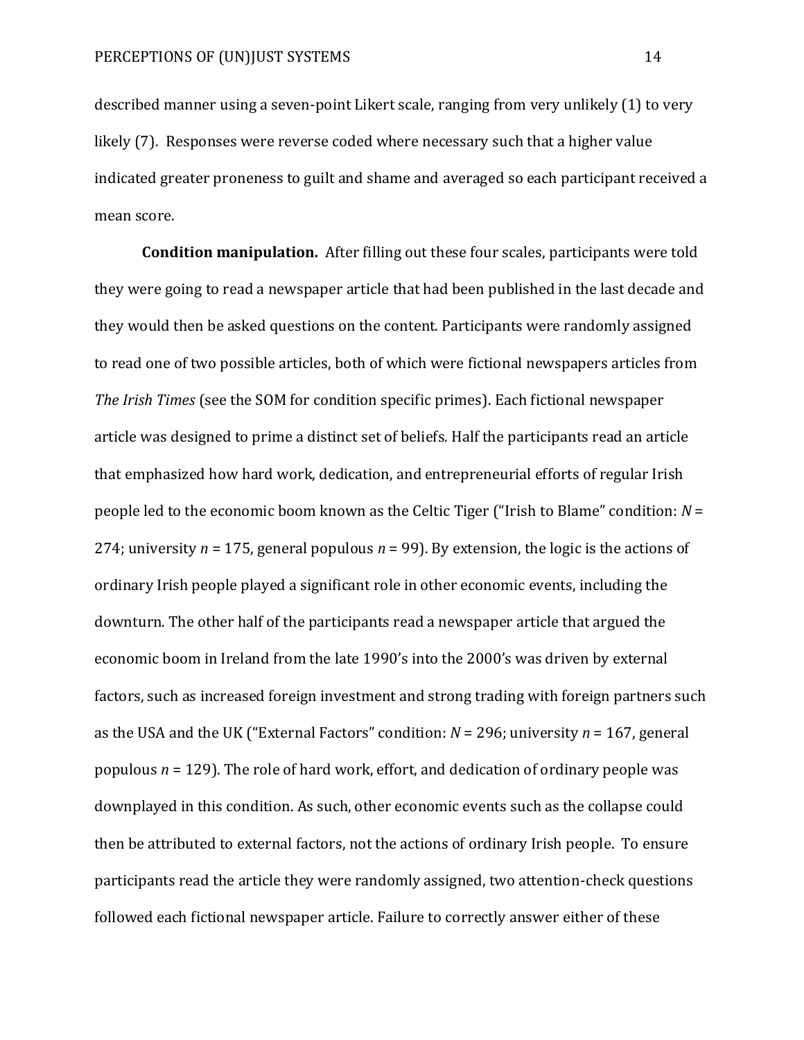described manner using a seven-point Likert scale, ranging from very unlikely (1) to very likely (7). Responses were reverse coded where necessary such that a higher value indicated greater proneness to guilt and shame and averaged so each participant received a mean score.

**Condition manipulation.** After filling out these four scales, participants were told they were going to read a newspaper article that had been published in the last decade and they would then be asked questions on the content. Participants were randomly assigned to read one of two possible articles, both of which were fictional newspapers articles from *The Irish Times* (see the SOM for condition specific primes). Each fictional newspaper article was designed to prime a distinct set of beliefs. Half the participants read an article that emphasized how hard work, dedication, and entrepreneurial efforts of regular Irish people led to the economic boom known as the Celtic Tiger ("Irish to Blame" condition: $N$ = 274; university $n$ = 175, general populous $n$ = 99). By extension, the logic is the actions of ordinary Irish people played a significant role in other economic events, including the downturn. The other half of the participants read a newspaper article that argued the economic boom in Ireland from the late 1990's into the 2000's was driven by external factors, such as increased foreign investment and strong trading with foreign partners such as the USA and the UK ("External Factors" condition: $N$ = 296; university $n$ = 167, general populous $n$ = 129). The role of hard work, effort, and dedication of ordinary people was downplayed in this condition. As such, other economic events such as the collapse could then be attributed to external factors, not the actions of ordinary Irish people. To ensure participants read the article they were randomly assigned, two attention-check questions followed each fictional newspaper article. Failure to correctly answer either of these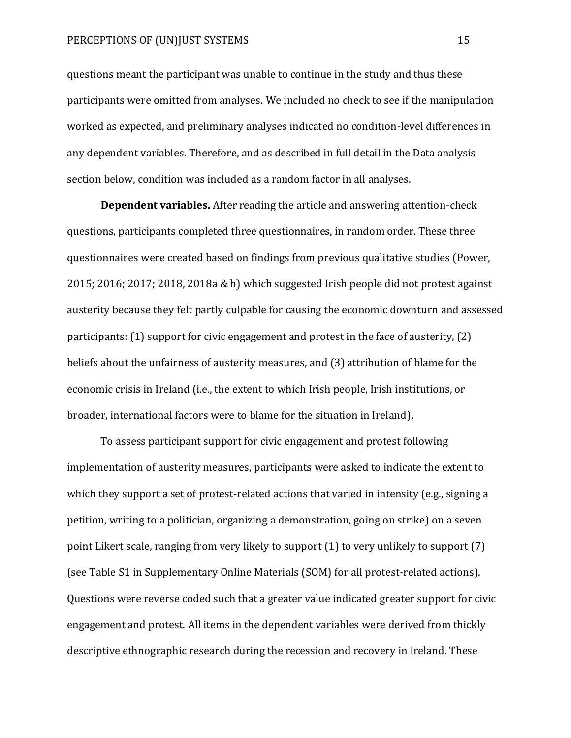questions meant the participant was unable to continue in the study and thus these participants were omitted from analyses. We included no check to see if the manipulation worked as expected, and preliminary analyses indicated no condition-level differences in any dependent variables. Therefore, and as described in full detail in the Data analysis section below, condition was included as a random factor in all analyses.

**Dependent variables.** After reading the article and answering attention-check questions, participants completed three questionnaires, in random order. These three questionnaires were created based on findings from previous qualitative studies (Power, 2015; 2016; 2017; 2018, 2018a & b) which suggested Irish people did not protest against austerity because they felt partly culpable for causing the economic downturn and assessed participants: (1) support for civic engagement and protest in the face of austerity, (2) beliefs about the unfairness of austerity measures, and (3) attribution of blame for the economic crisis in Ireland (i.e., the extent to which Irish people, Irish institutions, or broader, international factors were to blame for the situation in Ireland).

To assess participant support for civic engagement and protest following implementation of austerity measures, participants were asked to indicate the extent to which they support a set of protest-related actions that varied in intensity (e.g., signing a petition, writing to a politician, organizing a demonstration, going on strike) on a seven point Likert scale, ranging from very likely to support (1) to very unlikely to support (7) (see Table S1 in Supplementary Online Materials (SOM) for all protest-related actions). Questions were reverse coded such that a greater value indicated greater support for civic engagement and protest. All items in the dependent variables were derived from thickly descriptive ethnographic research during the recession and recovery in Ireland. These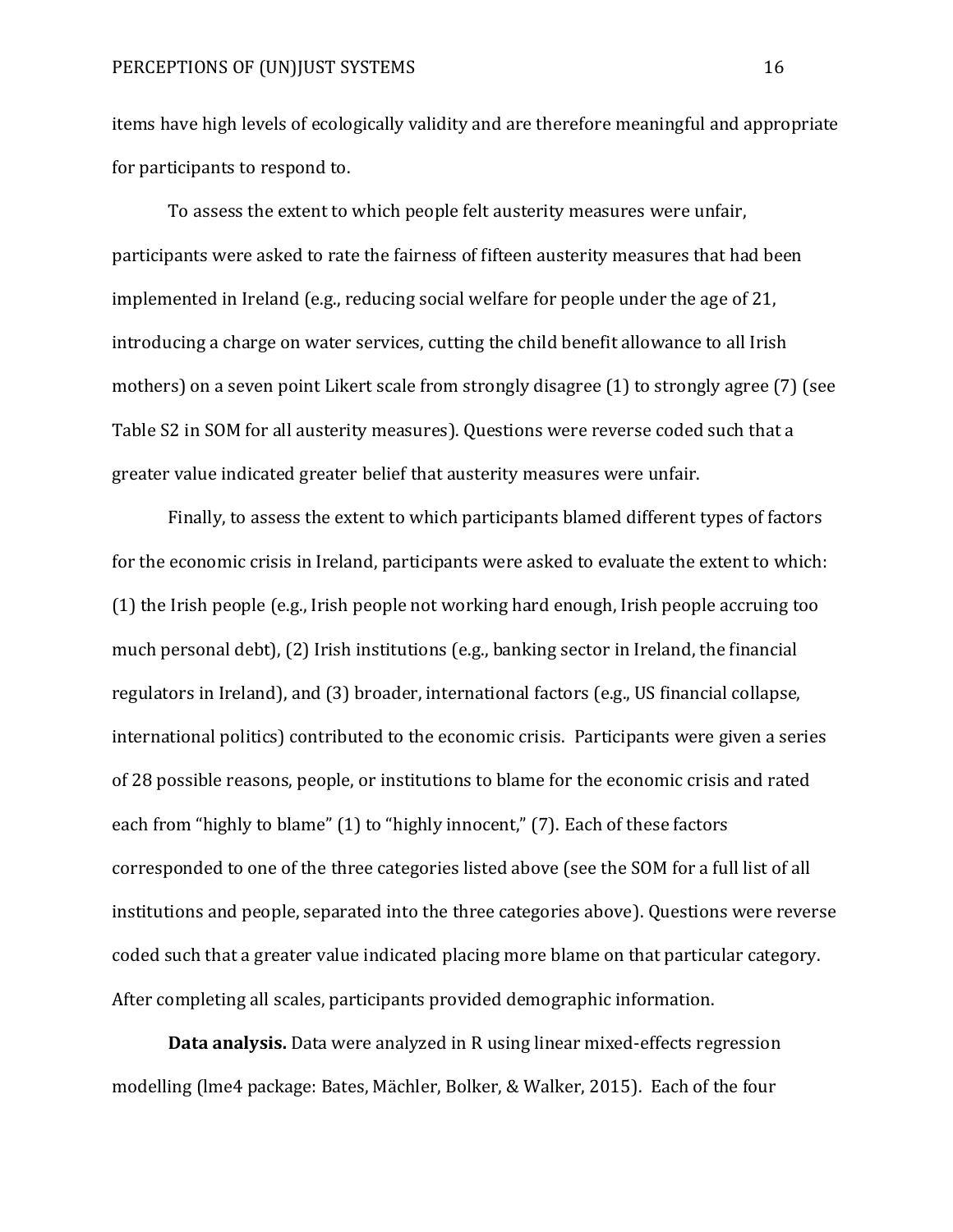items have high levels of ecologically validity and are therefore meaningful and appropriate for participants to respond to.

To assess the extent to which people felt austerity measures were unfair, participants were asked to rate the fairness of fifteen austerity measures that had been implemented in Ireland (e.g., reducing social welfare for people under the age of 21, introducing a charge on water services, cutting the child benefit allowance to all Irish mothers) on a seven point Likert scale from strongly disagree (1) to strongly agree (7) (see Table S2 in SOM for all austerity measures). Questions were reverse coded such that a greater value indicated greater belief that austerity measures were unfair.

Finally, to assess the extent to which participants blamed different types of factors for the economic crisis in Ireland, participants were asked to evaluate the extent to which: (1) the Irish people (e.g., Irish people not working hard enough, Irish people accruing too much personal debt), (2) Irish institutions (e.g., banking sector in Ireland, the financial regulators in Ireland), and (3) broader, international factors (e.g., US financial collapse, international politics) contributed to the economic crisis. Participants were given a series of 28 possible reasons, people, or institutions to blame for the economic crisis and rated each from "highly to blame" (1) to "highly innocent," (7). Each of these factors corresponded to one of the three categories listed above (see the SOM for a full list of all institutions and people, separated into the three categories above). Questions were reverse coded such that a greater value indicated placing more blame on that particular category. After completing all scales, participants provided demographic information.

**Data analysis.** Data were analyzed in R using linear mixed-effects regression modelling (lme4 package: Bates, Mächler, Bolker, & Walker, 2015). Each of the four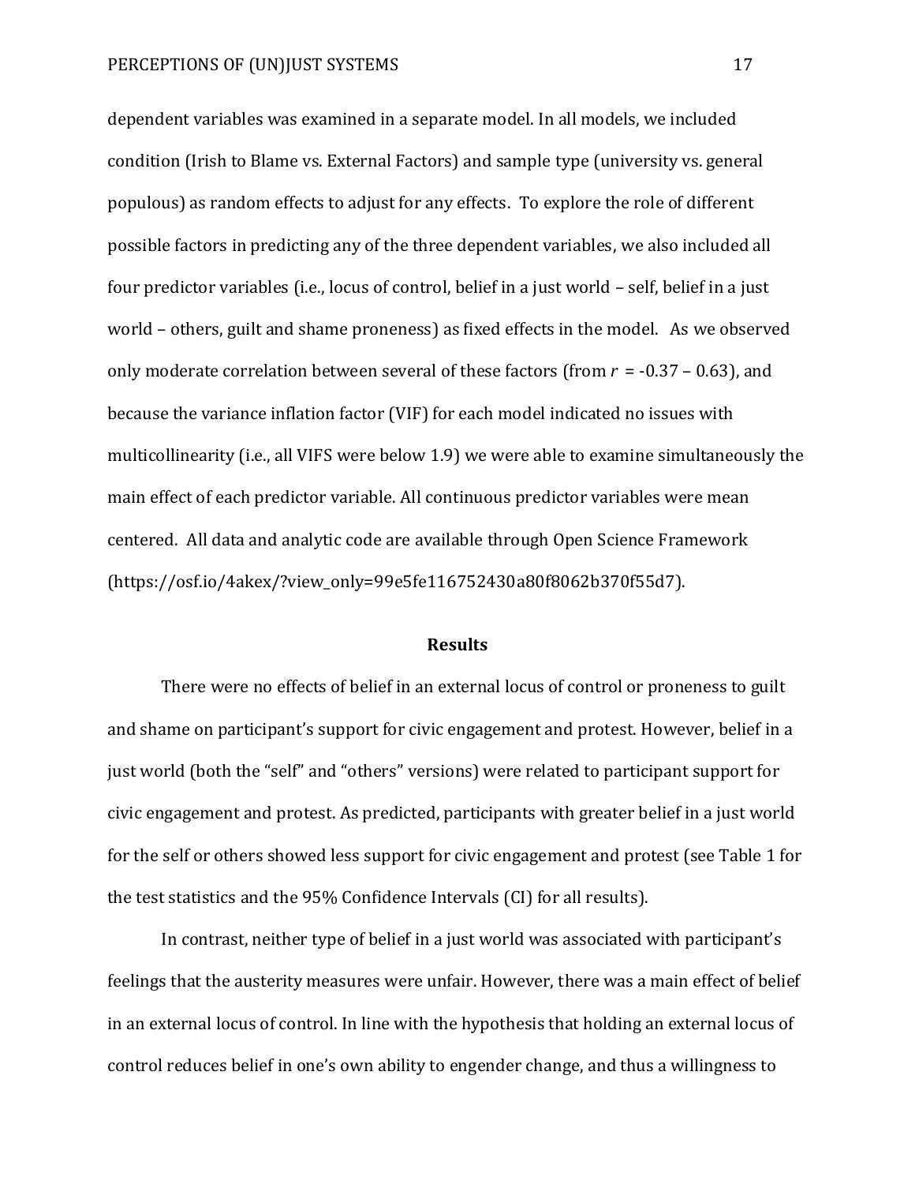dependent variables was examined in a separate model. In all models, we included condition (Irish to Blame vs. External Factors) and sample type (university vs. general populous) as random effects to adjust for any effects. To explore the role of different possible factors in predicting any of the three dependent variables, we also included all four predictor variables (i.e., locus of control, belief in a just world – self, belief in a just world – others, guilt and shame proneness) as fixed effects in the model. As we observed only moderate correlation between several of these factors (from $r$ = -0.37 – 0.63), and because the variance inflation factor (VIF) for each model indicated no issues with multicollinearity (i.e., all VIFS were below 1.9) we were able to examine simultaneously the main effect of each predictor variable. All continuous predictor variables were mean centered. All data and analytic code are available through Open Science Framework (https://osf.io/4akex/?view_only=99e5fe116752430a80f8062b370f55d7).

## Results

There were no effects of belief in an external locus of control or proneness to guilt and shame on participant's support for civic engagement and protest. However, belief in a just world (both the "self" and "others" versions) were related to participant support for civic engagement and protest. As predicted, participants with greater belief in a just world for the self or others showed less support for civic engagement and protest (see Table 1 for the test statistics and the 95% Confidence Intervals (CI) for all results).

In contrast, neither type of belief in a just world was associated with participant's feelings that the austerity measures were unfair. However, there was a main effect of belief in an external locus of control. In line with the hypothesis that holding an external locus of control reduces belief in one's own ability to engender change, and thus a willingness to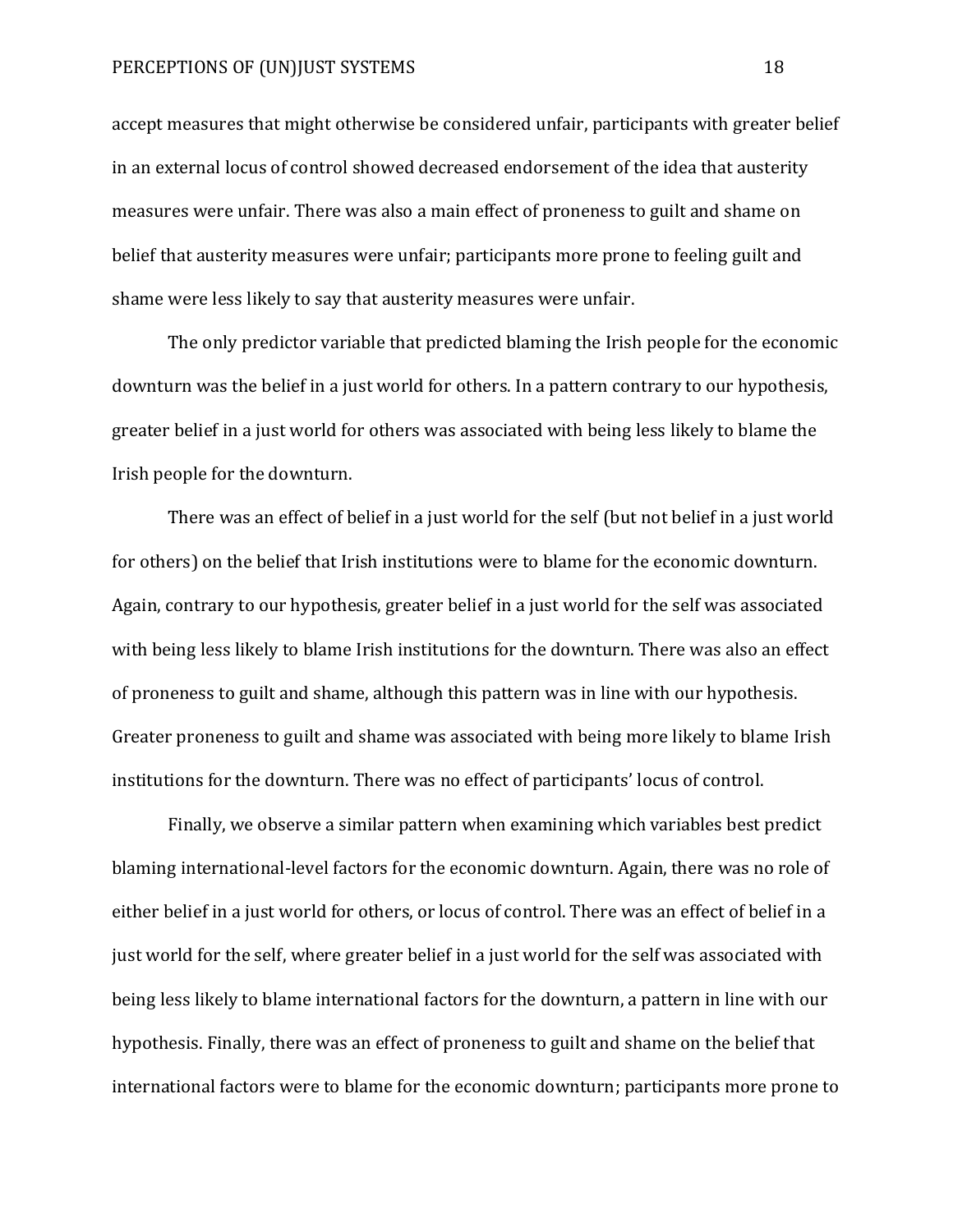accept measures that might otherwise be considered unfair, participants with greater belief in an external locus of control showed decreased endorsement of the idea that austerity measures were unfair. There was also a main effect of proneness to guilt and shame on belief that austerity measures were unfair; participants more prone to feeling guilt and shame were less likely to say that austerity measures were unfair.

The only predictor variable that predicted blaming the Irish people for the economic downturn was the belief in a just world for others. In a pattern contrary to our hypothesis, greater belief in a just world for others was associated with being less likely to blame the Irish people for the downturn.

There was an effect of belief in a just world for the self (but not belief in a just world for others) on the belief that Irish institutions were to blame for the economic downturn. Again, contrary to our hypothesis, greater belief in a just world for the self was associated with being less likely to blame Irish institutions for the downturn. There was also an effect of proneness to guilt and shame, although this pattern was in line with our hypothesis. Greater proneness to guilt and shame was associated with being more likely to blame Irish institutions for the downturn. There was no effect of participants' locus of control.

Finally, we observe a similar pattern when examining which variables best predict blaming international-level factors for the economic downturn. Again, there was no role of either belief in a just world for others, or locus of control. There was an effect of belief in a just world for the self, where greater belief in a just world for the self was associated with being less likely to blame international factors for the downturn, a pattern in line with our hypothesis. Finally, there was an effect of proneness to guilt and shame on the belief that international factors were to blame for the economic downturn; participants more prone to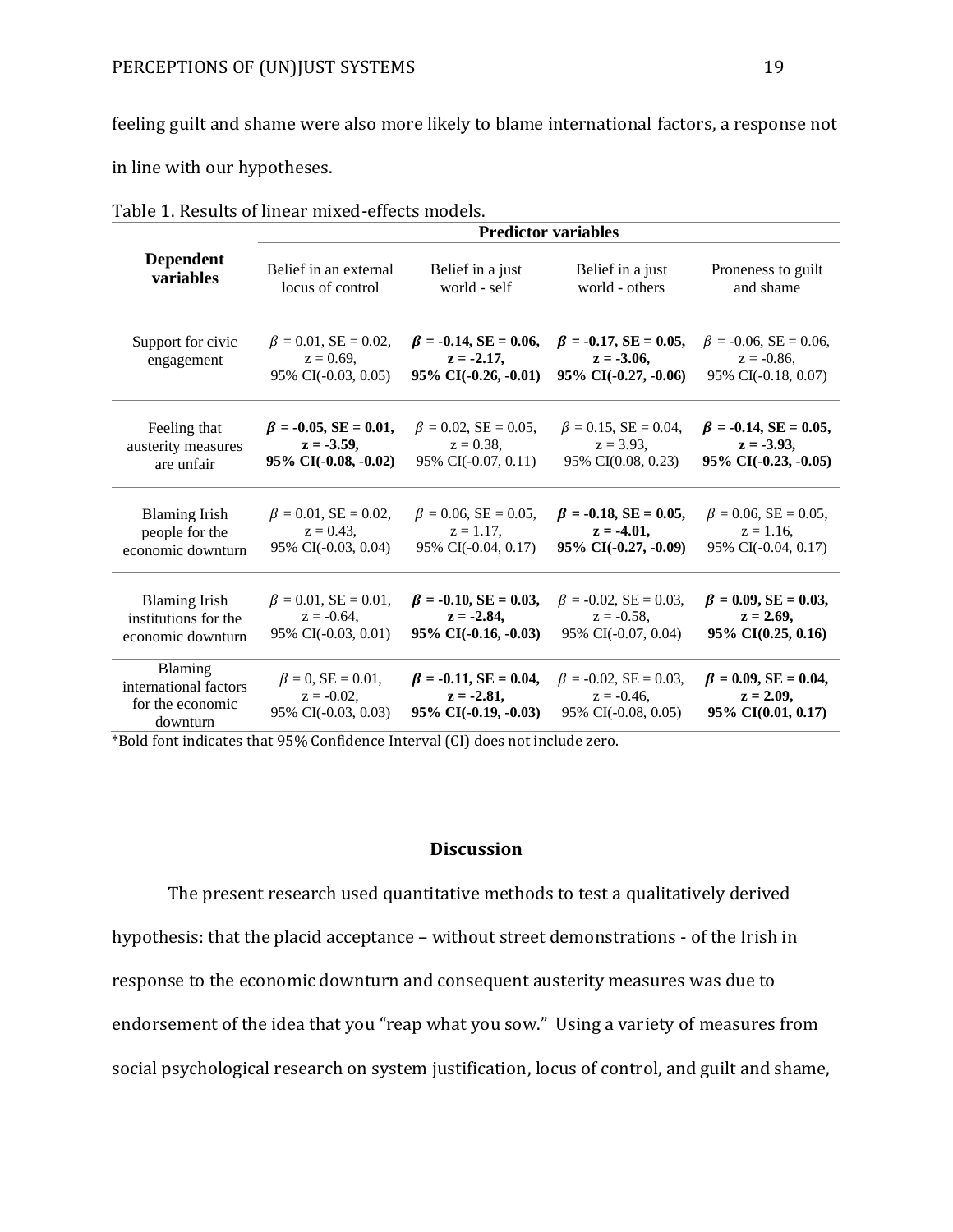feeling guilt and shame were also more likely to blame international factors, a response not in line with our hypotheses.

Table 1. Results of linear mixed-effects models.

| Dependent variables | Predictor variables | | | |
|---|---|---|---|---|
| | Belief in an external locus of control | Belief in a just world - self | Belief in a just world - others | Proneness to guilt and shame |
| Support for civic engagement | $\beta$ = 0.01, SE = 0.02, z = 0.69, 95% CI(-0.03, 0.05) | **$\beta$ = -0.14, SE = 0.06, z = -2.17, 95% CI(-0.26, -0.01)** | **$\beta$ = -0.17, SE = 0.05, z = -3.06, 95% CI(-0.27, -0.06)** | $\beta$ = -0.06, SE = 0.06, z = -0.86, 95% CI(-0.18, 0.07) |
| Feeling that austerity measures are unfair | **$\beta$ = -0.05, SE = 0.01, z = -3.59, 95% CI(-0.08, -0.02)** | $\beta$ = 0.02, SE = 0.05, z = 0.38, 95% CI(-0.07, 0.11) | $\beta$ = 0.15, SE = 0.04, z = 3.93, 95% CI(0.08, 0.23) | **$\beta$ = -0.14, SE = 0.05, z = -3.93, 95% CI(-0.23, -0.05)** |
| Blaming Irish people for the economic downturn | $\beta$ = 0.01, SE = 0.02, z = 0.43, 95% CI(-0.03, 0.04) | $\beta$ = 0.06, SE = 0.05, z = 1.17, 95% CI(-0.04, 0.17) | **$\beta$ = -0.18, SE = 0.05, z = -4.01, 95% CI(-0.27, -0.09)** | $\beta$ = 0.06, SE = 0.05, z = 1.16, 95% CI(-0.04, 0.17) |
| Blaming Irish institutions for the economic downturn | $\beta$ = 0.01, SE = 0.01, z = -0.64, 95% CI(-0.03, 0.01) | **$\beta$ = -0.10, SE = 0.03, z = -2.84, 95% CI(-0.16, -0.03)** | $\beta$ = -0.02, SE = 0.03, z = -0.58, 95% CI(-0.07, 0.04) | **$\beta$ = 0.09, SE = 0.03, z = 2.69, 95% CI(0.25, 0.16)** |
| Blaming international factors for the economic downturn | $\beta$ = 0, SE = 0.01, z = -0.02, 95% CI(-0.03, 0.03) | **$\beta$ = -0.11, SE = 0.04, z = -2.81, 95% CI(-0.19, -0.03)** | $\beta$ = -0.02, SE = 0.03, z = -0.46, 95% CI(-0.08, 0.05) | **$\beta$ = 0.09, SE = 0.04, z = 2.09, 95% CI(0.01, 0.17)** |

*Bold font indicates that 95% Confidence Interval (CI) does not include zero.

## Discussion

The present research used quantitative methods to test a qualitatively derived hypothesis: that the placid acceptance – without street demonstrations - of the Irish in response to the economic downturn and consequent austerity measures was due to endorsement of the idea that you "reap what you sow." Using a variety of measures from social psychological research on system justification, locus of control, and guilt and shame,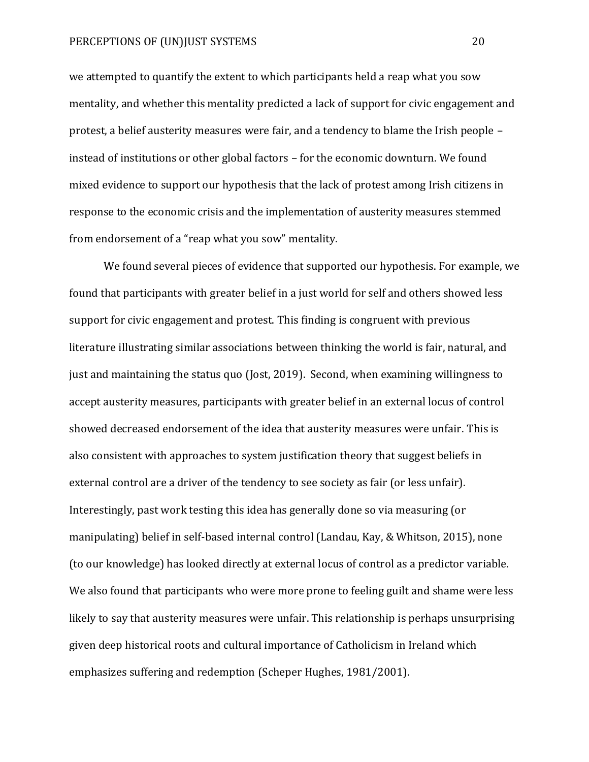we attempted to quantify the extent to which participants held a reap what you sow mentality, and whether this mentality predicted a lack of support for civic engagement and protest, a belief austerity measures were fair, and a tendency to blame the Irish people – instead of institutions or other global factors – for the economic downturn. We found mixed evidence to support our hypothesis that the lack of protest among Irish citizens in response to the economic crisis and the implementation of austerity measures stemmed from endorsement of a "reap what you sow" mentality.

We found several pieces of evidence that supported our hypothesis. For example, we found that participants with greater belief in a just world for self and others showed less support for civic engagement and protest. This finding is congruent with previous literature illustrating similar associations between thinking the world is fair, natural, and just and maintaining the status quo (Jost, 2019). Second, when examining willingness to accept austerity measures, participants with greater belief in an external locus of control showed decreased endorsement of the idea that austerity measures were unfair. This is also consistent with approaches to system justification theory that suggest beliefs in external control are a driver of the tendency to see society as fair (or less unfair). Interestingly, past work testing this idea has generally done so via measuring (or manipulating) belief in self-based internal control (Landau, Kay, & Whitson, 2015), none (to our knowledge) has looked directly at external locus of control as a predictor variable. We also found that participants who were more prone to feeling guilt and shame were less likely to say that austerity measures were unfair. This relationship is perhaps unsurprising given deep historical roots and cultural importance of Catholicism in Ireland which emphasizes suffering and redemption (Scheper Hughes, 1981/2001).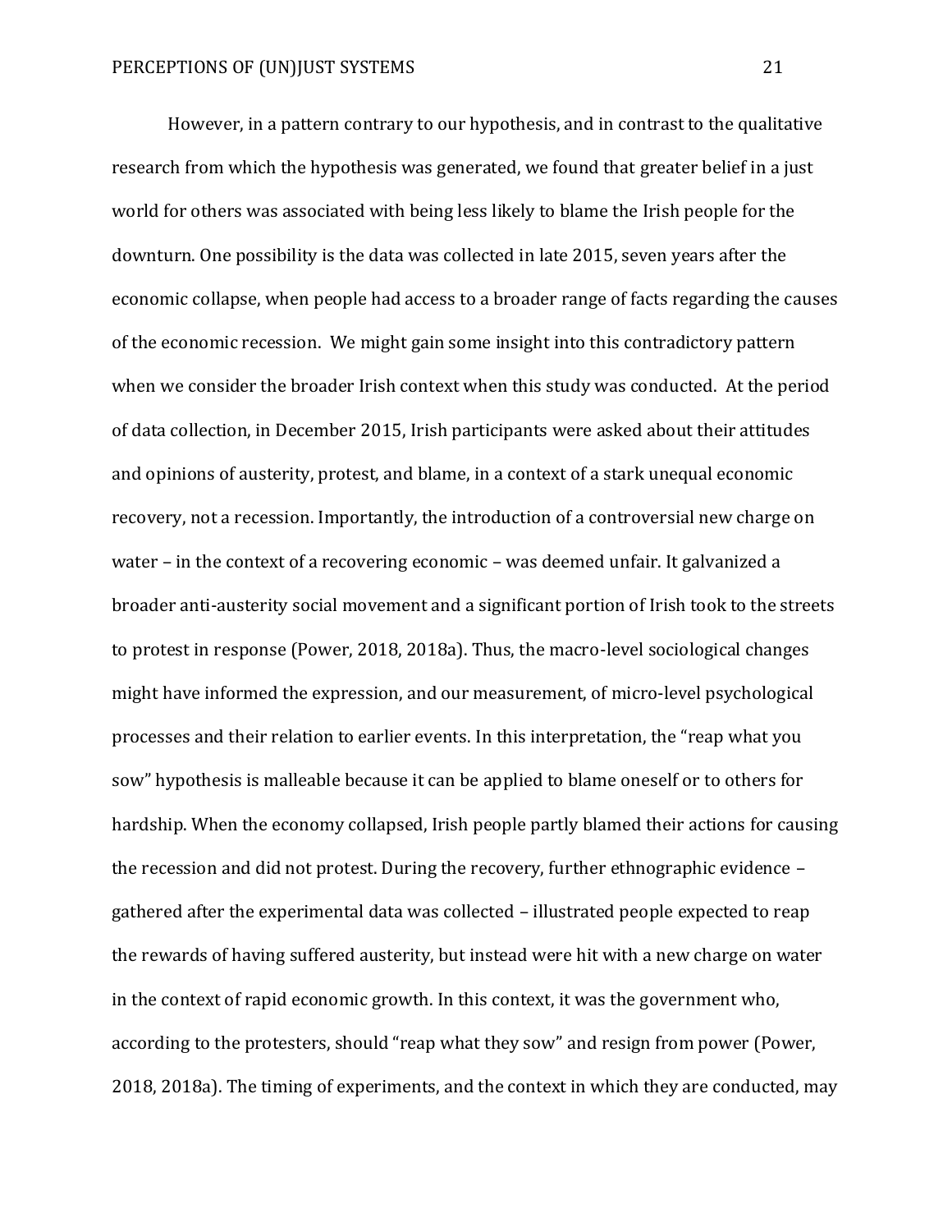However, in a pattern contrary to our hypothesis, and in contrast to the qualitative research from which the hypothesis was generated, we found that greater belief in a just world for others was associated with being less likely to blame the Irish people for the downturn. One possibility is the data was collected in late 2015, seven years after the economic collapse, when people had access to a broader range of facts regarding the causes of the economic recession.  We might gain some insight into this contradictory pattern when we consider the broader Irish context when this study was conducted.  At the period of data collection, in December 2015, Irish participants were asked about their attitudes and opinions of austerity, protest, and blame, in a context of a stark unequal economic recovery, not a recession. Importantly, the introduction of a controversial new charge on water – in the context of a recovering economic – was deemed unfair. It galvanized a broader anti-austerity social movement and a significant portion of Irish took to the streets to protest in response (Power, 2018, 2018a). Thus, the macro-level sociological changes might have informed the expression, and our measurement, of micro-level psychological processes and their relation to earlier events. In this interpretation, the "reap what you sow" hypothesis is malleable because it can be applied to blame oneself or to others for hardship. When the economy collapsed, Irish people partly blamed their actions for causing the recession and did not protest. During the recovery, further ethnographic evidence – gathered after the experimental data was collected – illustrated people expected to reap the rewards of having suffered austerity, but instead were hit with a new charge on water in the context of rapid economic growth. In this context, it was the government who, according to the protesters, should "reap what they sow" and resign from power (Power, 2018, 2018a). The timing of experiments, and the context in which they are conducted, may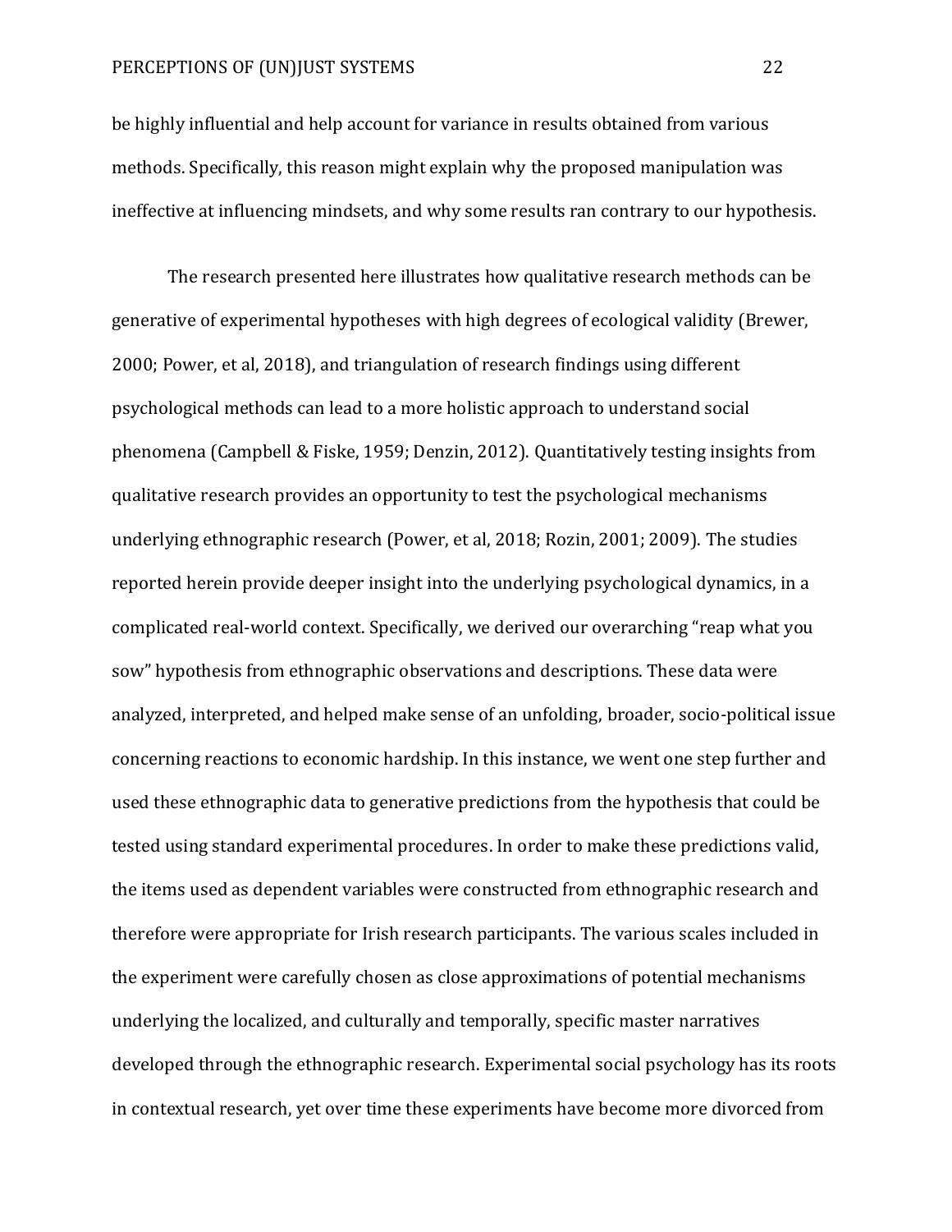be highly influential and help account for variance in results obtained from various methods. Specifically, this reason might explain why the proposed manipulation was ineffective at influencing mindsets, and why some results ran contrary to our hypothesis.

The research presented here illustrates how qualitative research methods can be generative of experimental hypotheses with high degrees of ecological validity (Brewer, 2000; Power, et al, 2018), and triangulation of research findings using different psychological methods can lead to a more holistic approach to understand social phenomena (Campbell & Fiske, 1959; Denzin, 2012). Quantitatively testing insights from qualitative research provides an opportunity to test the psychological mechanisms underlying ethnographic research (Power, et al, 2018; Rozin, 2001; 2009). The studies reported herein provide deeper insight into the underlying psychological dynamics, in a complicated real-world context. Specifically, we derived our overarching "reap what you sow" hypothesis from ethnographic observations and descriptions. These data were analyzed, interpreted, and helped make sense of an unfolding, broader, socio-political issue concerning reactions to economic hardship. In this instance, we went one step further and used these ethnographic data to generative predictions from the hypothesis that could be tested using standard experimental procedures. In order to make these predictions valid, the items used as dependent variables were constructed from ethnographic research and therefore were appropriate for Irish research participants. The various scales included in the experiment were carefully chosen as close approximations of potential mechanisms underlying the localized, and culturally and temporally, specific master narratives developed through the ethnographic research. Experimental social psychology has its roots in contextual research, yet over time these experiments have become more divorced from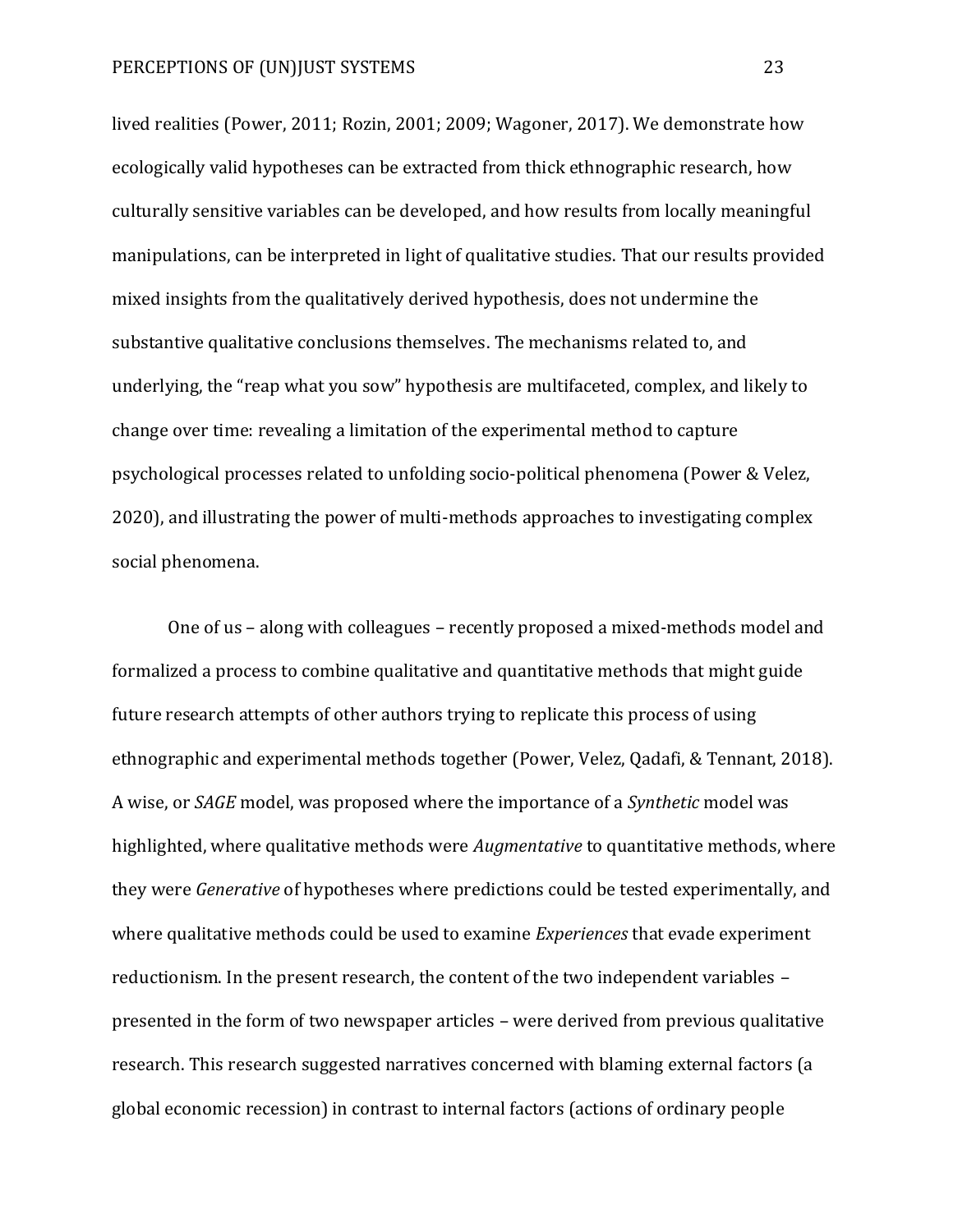lived realities (Power, 2011; Rozin, 2001; 2009; Wagoner, 2017). We demonstrate how ecologically valid hypotheses can be extracted from thick ethnographic research, how culturally sensitive variables can be developed, and how results from locally meaningful manipulations, can be interpreted in light of qualitative studies. That our results provided mixed insights from the qualitatively derived hypothesis, does not undermine the substantive qualitative conclusions themselves. The mechanisms related to, and underlying, the "reap what you sow" hypothesis are multifaceted, complex, and likely to change over time: revealing a limitation of the experimental method to capture psychological processes related to unfolding socio-political phenomena (Power & Velez, 2020), and illustrating the power of multi-methods approaches to investigating complex social phenomena.

One of us – along with colleagues – recently proposed a mixed-methods model and formalized a process to combine qualitative and quantitative methods that might guide future research attempts of other authors trying to replicate this process of using ethnographic and experimental methods together (Power, Velez, Qadafi, & Tennant, 2018). A wise, or *SAGE* model, was proposed where the importance of a *Synthetic* model was highlighted, where qualitative methods were *Augmentative* to quantitative methods, where they were *Generative* of hypotheses where predictions could be tested experimentally, and where qualitative methods could be used to examine *Experiences* that evade experiment reductionism. In the present research, the content of the two independent variables – presented in the form of two newspaper articles – were derived from previous qualitative research. This research suggested narratives concerned with blaming external factors (a global economic recession) in contrast to internal factors (actions of ordinary people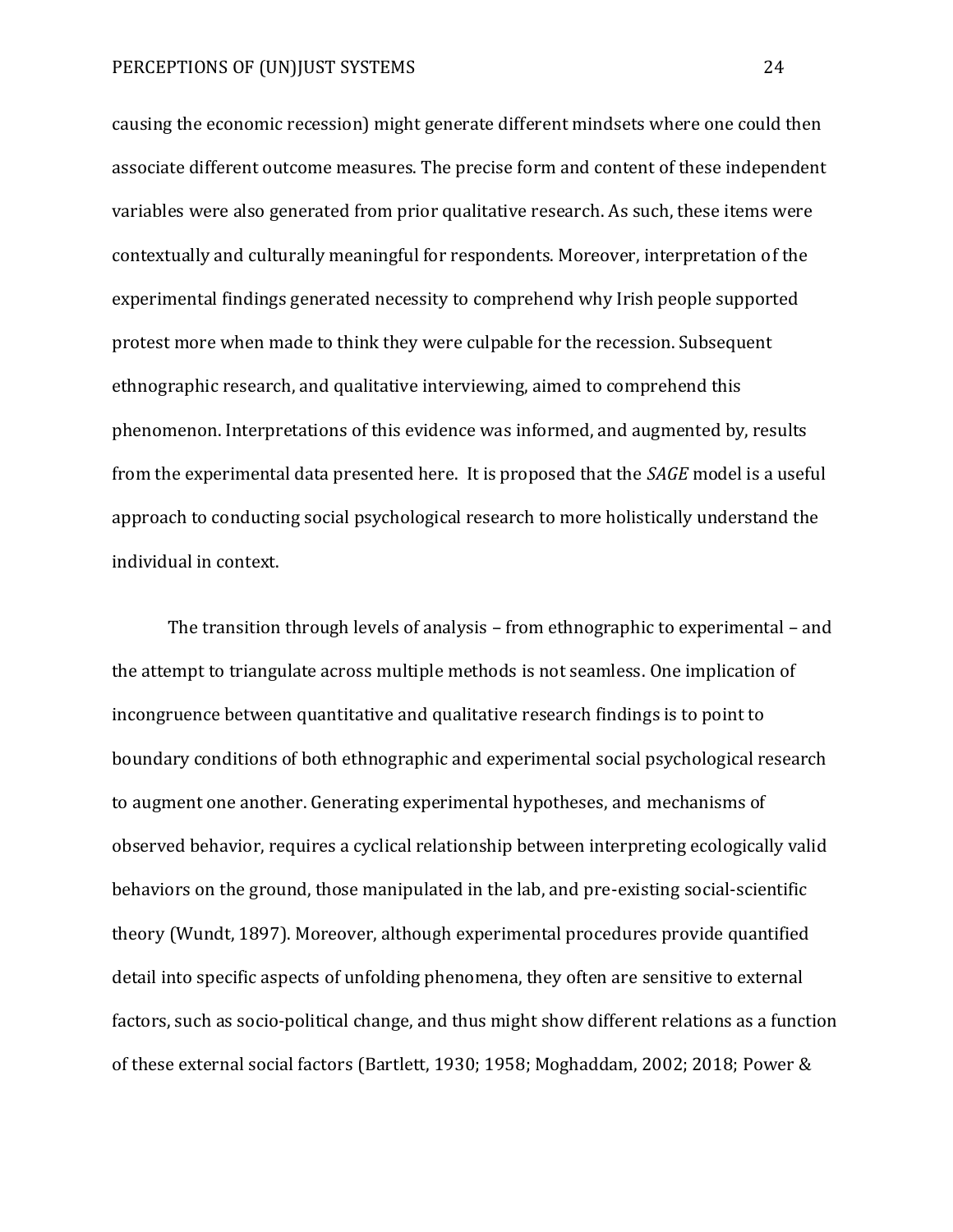causing the economic recession) might generate different mindsets where one could then associate different outcome measures. The precise form and content of these independent variables were also generated from prior qualitative research. As such, these items were contextually and culturally meaningful for respondents. Moreover, interpretation of the experimental findings generated necessity to comprehend why Irish people supported protest more when made to think they were culpable for the recession. Subsequent ethnographic research, and qualitative interviewing, aimed to comprehend this phenomenon. Interpretations of this evidence was informed, and augmented by, results from the experimental data presented here. It is proposed that the *SAGE* model is a useful approach to conducting social psychological research to more holistically understand the individual in context.

The transition through levels of analysis – from ethnographic to experimental – and the attempt to triangulate across multiple methods is not seamless. One implication of incongruence between quantitative and qualitative research findings is to point to boundary conditions of both ethnographic and experimental social psychological research to augment one another. Generating experimental hypotheses, and mechanisms of observed behavior, requires a cyclical relationship between interpreting ecologically valid behaviors on the ground, those manipulated in the lab, and pre-existing social-scientific theory (Wundt, 1897). Moreover, although experimental procedures provide quantified detail into specific aspects of unfolding phenomena, they often are sensitive to external factors, such as socio-political change, and thus might show different relations as a function of these external social factors (Bartlett, 1930; 1958; Moghaddam, 2002; 2018; Power &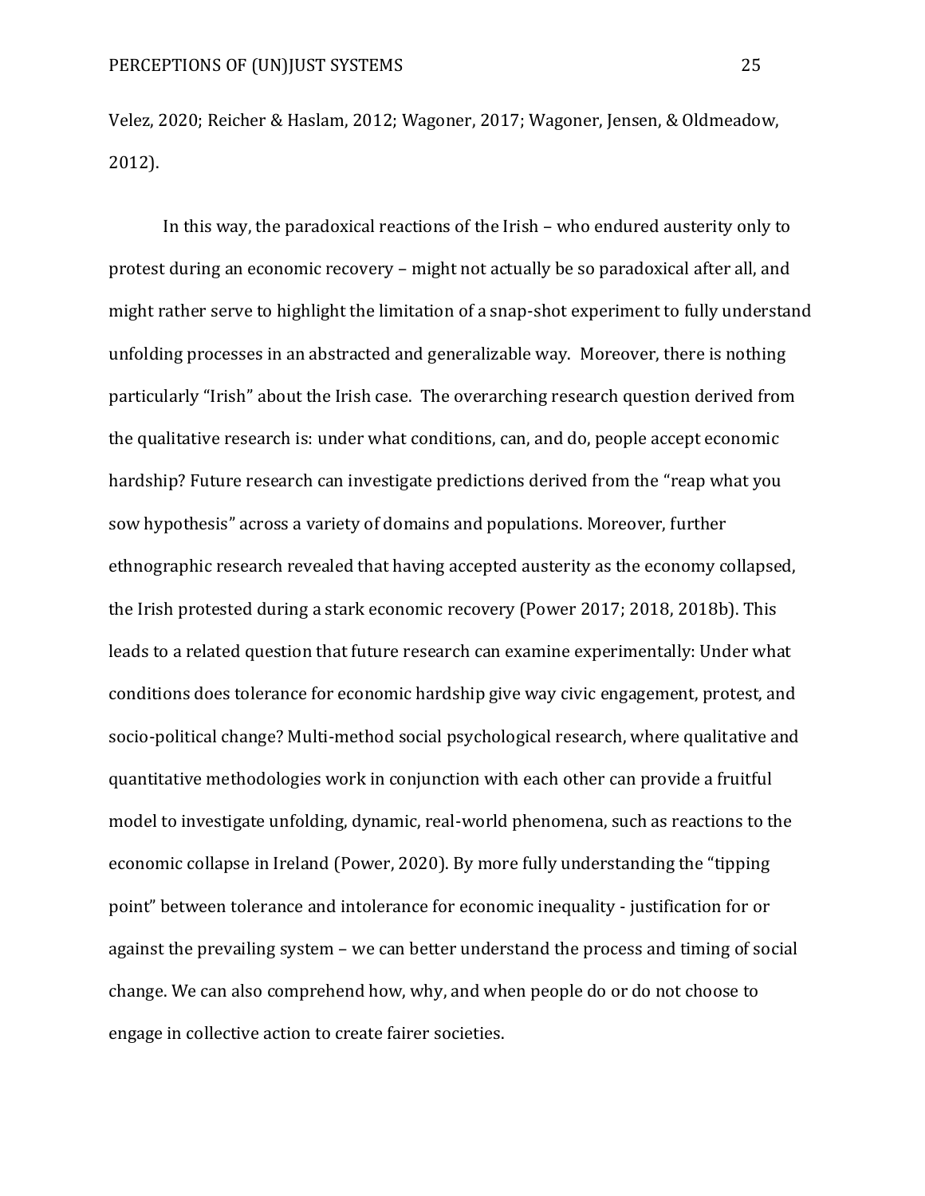Velez, 2020; Reicher & Haslam, 2012; Wagoner, 2017; Wagoner, Jensen, & Oldmeadow, 2012).

In this way, the paradoxical reactions of the Irish – who endured austerity only to protest during an economic recovery – might not actually be so paradoxical after all, and might rather serve to highlight the limitation of a snap-shot experiment to fully understand unfolding processes in an abstracted and generalizable way. Moreover, there is nothing particularly "Irish" about the Irish case. The overarching research question derived from the qualitative research is: under what conditions, can, and do, people accept economic hardship? Future research can investigate predictions derived from the "reap what you sow hypothesis" across a variety of domains and populations. Moreover, further ethnographic research revealed that having accepted austerity as the economy collapsed, the Irish protested during a stark economic recovery (Power 2017; 2018, 2018b). This leads to a related question that future research can examine experimentally: Under what conditions does tolerance for economic hardship give way civic engagement, protest, and socio-political change? Multi-method social psychological research, where qualitative and quantitative methodologies work in conjunction with each other can provide a fruitful model to investigate unfolding, dynamic, real-world phenomena, such as reactions to the economic collapse in Ireland (Power, 2020). By more fully understanding the "tipping point" between tolerance and intolerance for economic inequality - justification for or against the prevailing system – we can better understand the process and timing of social change. We can also comprehend how, why, and when people do or do not choose to engage in collective action to create fairer societies.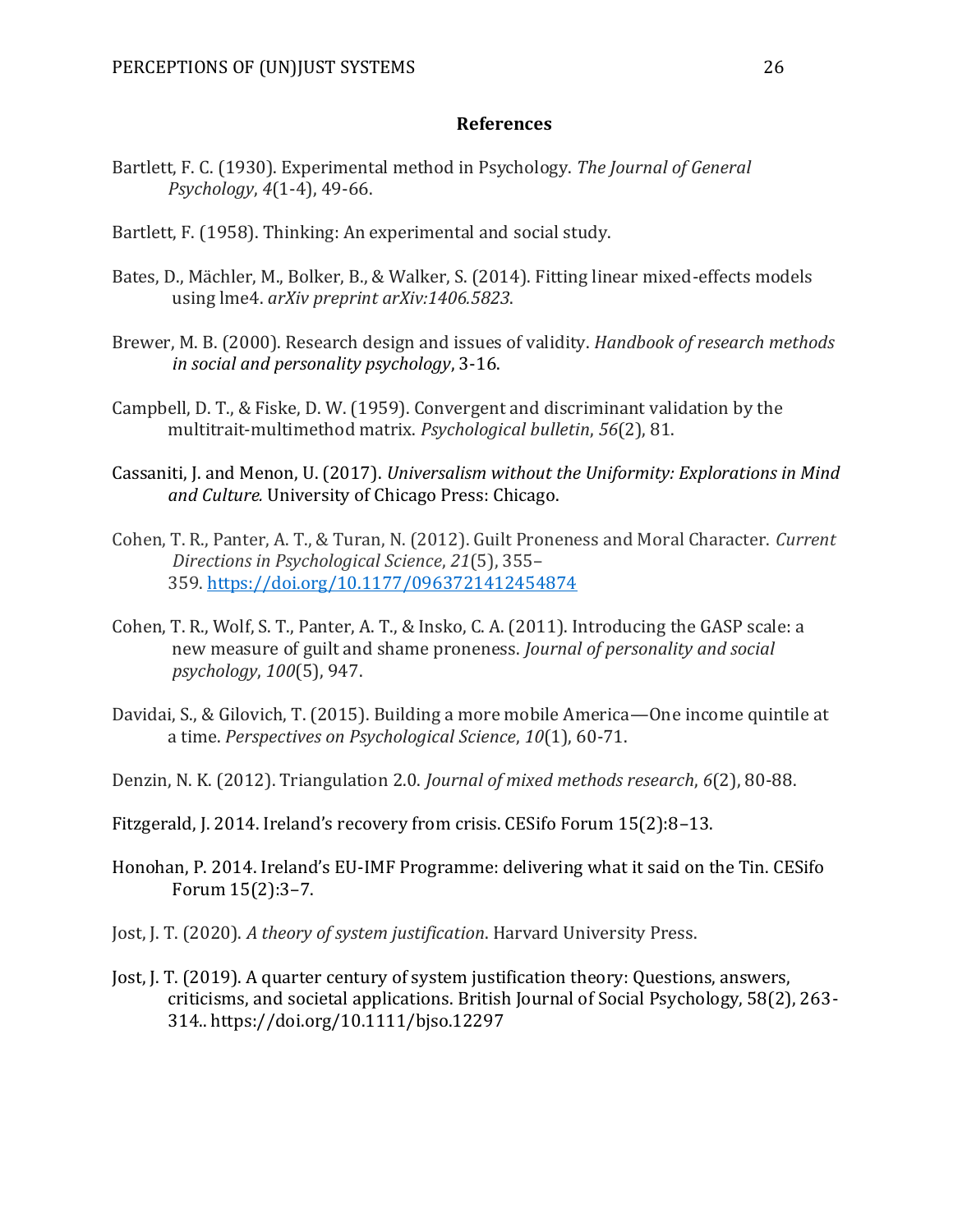## References

Bartlett, F. C. (1930). Experimental method in Psychology. *The Journal of General Psychology*, *4*(1-4), 49-66.

Bartlett, F. (1958). Thinking: An experimental and social study.

Bates, D., Mächler, M., Bolker, B., & Walker, S. (2014). Fitting linear mixed-effects models using lme4. *arXiv preprint arXiv:1406.5823*.

Brewer, M. B. (2000). Research design and issues of validity. *Handbook of research methods in social and personality psychology*, 3-16.

Campbell, D. T., & Fiske, D. W. (1959). Convergent and discriminant validation by the multitrait-multimethod matrix. *Psychological bulletin*, *56*(2), 81.

Cassaniti, J. and Menon, U. (2017). *Universalism without the Uniformity: Explorations in Mind and Culture.* University of Chicago Press: Chicago.

Cohen, T. R., Panter, A. T., & Turan, N. (2012). Guilt Proneness and Moral Character. *Current Directions in Psychological Science*, *21*(5), 355–359. https://doi.org/10.1177/0963721412454874

Cohen, T. R., Wolf, S. T., Panter, A. T., & Insko, C. A. (2011). Introducing the GASP scale: a new measure of guilt and shame proneness. *Journal of personality and social psychology*, *100*(5), 947.

Davidai, S., & Gilovich, T. (2015). Building a more mobile America—One income quintile at a time. *Perspectives on Psychological Science*, *10*(1), 60-71.

Denzin, N. K. (2012). Triangulation 2.0. *Journal of mixed methods research*, *6*(2), 80-88.

Fitzgerald, J. 2014. Ireland's recovery from crisis. CESifo Forum 15(2):8–13.

Honohan, P. 2014. Ireland's EU-IMF Programme: delivering what it said on the Tin. CESifo Forum 15(2):3–7.

Jost, J. T. (2020). *A theory of system justification*. Harvard University Press.

Jost, J. T. (2019). A quarter century of system justification theory: Questions, answers, criticisms, and societal applications. British Journal of Social Psychology, 58(2), 263-314.. https://doi.org/10.1111/bjso.12297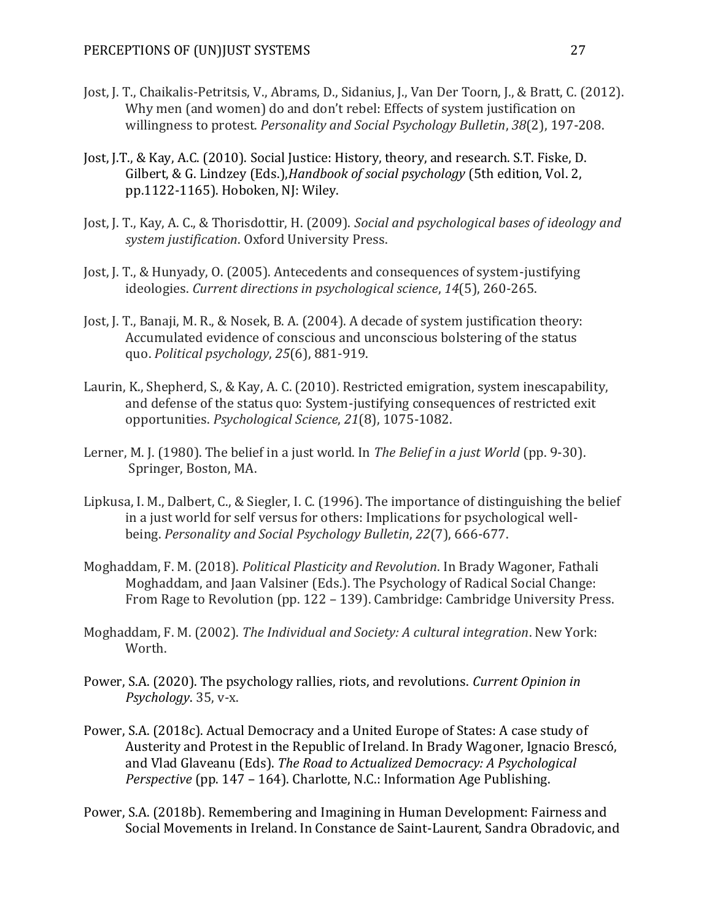Jost, J. T., Chaikalis-Petritsis, V., Abrams, D., Sidanius, J., Van Der Toorn, J., & Bratt, C. (2012). Why men (and women) do and don't rebel: Effects of system justification on willingness to protest. *Personality and Social Psychology Bulletin*, *38*(2), 197-208.

Jost, J.T., & Kay, A.C. (2010). Social Justice: History, theory, and research. S.T. Fiske, D. Gilbert, & G. Lindzey (Eds.),*Handbook of social psychology* (5th edition, Vol. 2, pp.1122-1165). Hoboken, NJ: Wiley.

Jost, J. T., Kay, A. C., & Thorisdottir, H. (2009). *Social and psychological bases of ideology and system justification*. Oxford University Press.

Jost, J. T., & Hunyady, O. (2005). Antecedents and consequences of system-justifying ideologies. *Current directions in psychological science*, *14*(5), 260-265.

Jost, J. T., Banaji, M. R., & Nosek, B. A. (2004). A decade of system justification theory: Accumulated evidence of conscious and unconscious bolstering of the status quo. *Political psychology*, *25*(6), 881-919.

Laurin, K., Shepherd, S., & Kay, A. C. (2010). Restricted emigration, system inescapability, and defense of the status quo: System-justifying consequences of restricted exit opportunities. *Psychological Science*, *21*(8), 1075-1082.

Lerner, M. J. (1980). The belief in a just world. In *The Belief in a just World* (pp. 9-30). Springer, Boston, MA.

Lipkusa, I. M., Dalbert, C., & Siegler, I. C. (1996). The importance of distinguishing the belief in a just world for self versus for others: Implications for psychological well-being. *Personality and Social Psychology Bulletin*, *22*(7), 666-677.

Moghaddam, F. M. (2018). *Political Plasticity and Revolution*. In Brady Wagoner, Fathali Moghaddam, and Jaan Valsiner (Eds.). The Psychology of Radical Social Change: From Rage to Revolution (pp. 122 – 139). Cambridge: Cambridge University Press.

Moghaddam, F. M. (2002). *The Individual and Society: A cultural integration*. New York: Worth.

Power, S.A. (2020). The psychology rallies, riots, and revolutions. *Current Opinion in Psychology*. 35, v-x.

Power, S.A. (2018c). Actual Democracy and a United Europe of States: A case study of Austerity and Protest in the Republic of Ireland. In Brady Wagoner, Ignacio Brescó, and Vlad Glaveanu (Eds). *The Road to Actualized Democracy: A Psychological Perspective* (pp. 147 – 164). Charlotte, N.C.: Information Age Publishing.

Power, S.A. (2018b). Remembering and Imagining in Human Development: Fairness and Social Movements in Ireland. In Constance de Saint-Laurent, Sandra Obradovic, and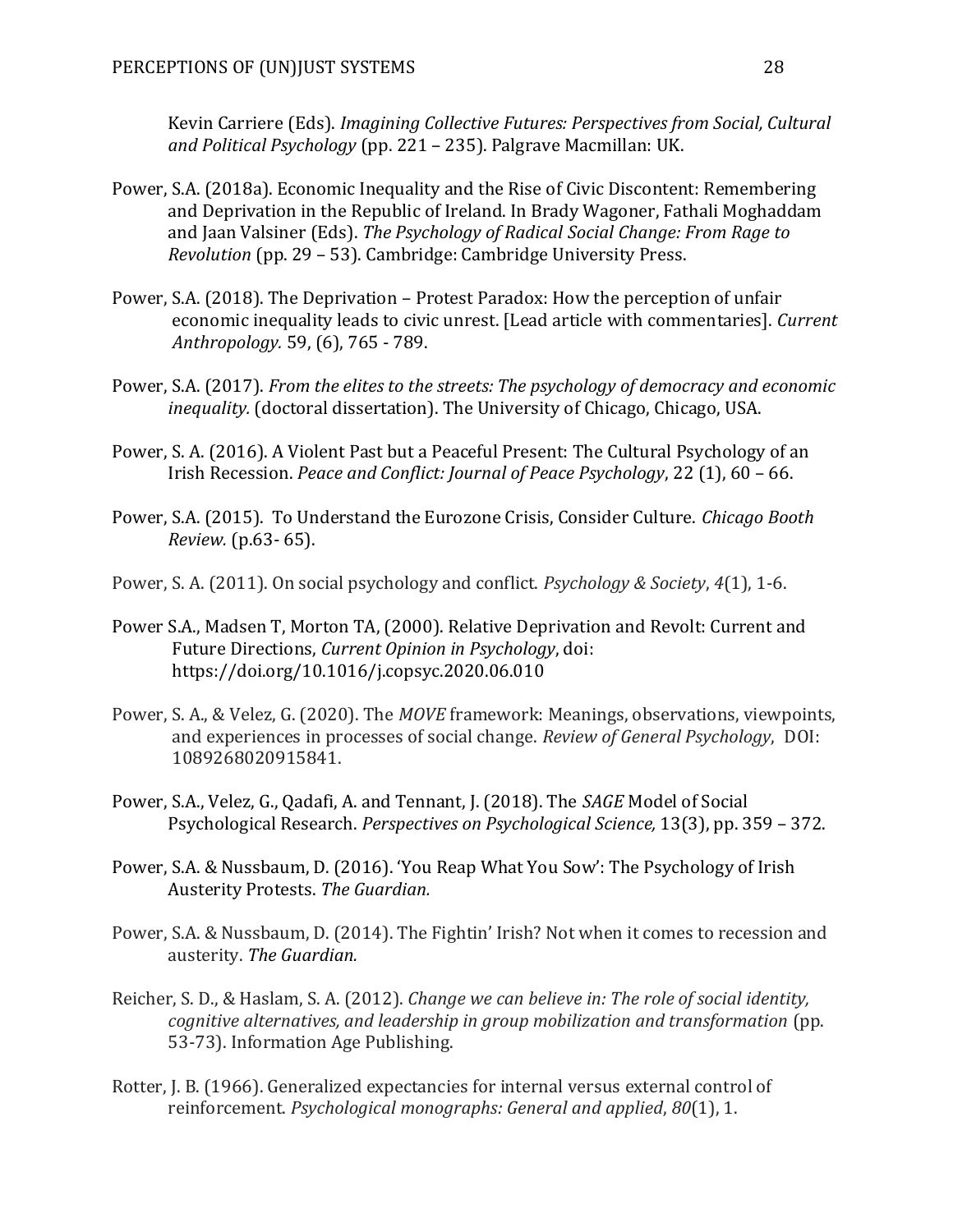Kevin Carriere (Eds). *Imagining Collective Futures: Perspectives from Social, Cultural and Political Psychology* (pp. 221 – 235). Palgrave Macmillan: UK.

Power, S.A. (2018a). Economic Inequality and the Rise of Civic Discontent: Remembering and Deprivation in the Republic of Ireland. In Brady Wagoner, Fathali Moghaddam and Jaan Valsiner (Eds). *The Psychology of Radical Social Change: From Rage to Revolution* (pp. 29 – 53). Cambridge: Cambridge University Press.

Power, S.A. (2018). The Deprivation – Protest Paradox: How the perception of unfair economic inequality leads to civic unrest. [Lead article with commentaries]. *Current Anthropology.* 59, (6), 765 - 789.

Power, S.A. (2017). *From the elites to the streets: The psychology of democracy and economic inequality.* (doctoral dissertation). The University of Chicago, Chicago, USA.

Power, S. A. (2016). A Violent Past but a Peaceful Present: The Cultural Psychology of an Irish Recession. *Peace and Conflict: Journal of Peace Psychology*, 22 (1), 60 – 66.

Power, S.A. (2015). To Understand the Eurozone Crisis, Consider Culture. *Chicago Booth Review.* (p.63- 65).

Power, S. A. (2011). On social psychology and conflict. *Psychology & Society*, *4*(1), 1-6.

Power S.A., Madsen T, Morton TA, (2000). Relative Deprivation and Revolt: Current and Future Directions, *Current Opinion in Psychology*, doi: https://doi.org/10.1016/j.copsyc.2020.06.010

Power, S. A., & Velez, G. (2020). The *MOVE* framework: Meanings, observations, viewpoints, and experiences in processes of social change. *Review of General Psychology*, DOI: 1089268020915841.

Power, S.A., Velez, G., Qadafi, A. and Tennant, J. (2018). The *SAGE* Model of Social Psychological Research. *Perspectives on Psychological Science,* 13(3), pp. 359 – 372.

Power, S.A. & Nussbaum, D. (2016). 'You Reap What You Sow': The Psychology of Irish Austerity Protests. *The Guardian.*

Power, S.A. & Nussbaum, D. (2014). The Fightin' Irish? Not when it comes to recession and austerity. *The Guardian.*

Reicher, S. D., & Haslam, S. A. (2012). *Change we can believe in: The role of social identity, cognitive alternatives, and leadership in group mobilization and transformation* (pp. 53-73). Information Age Publishing.

Rotter, J. B. (1966). Generalized expectancies for internal versus external control of reinforcement. *Psychological monographs: General and applied*, *80*(1), 1.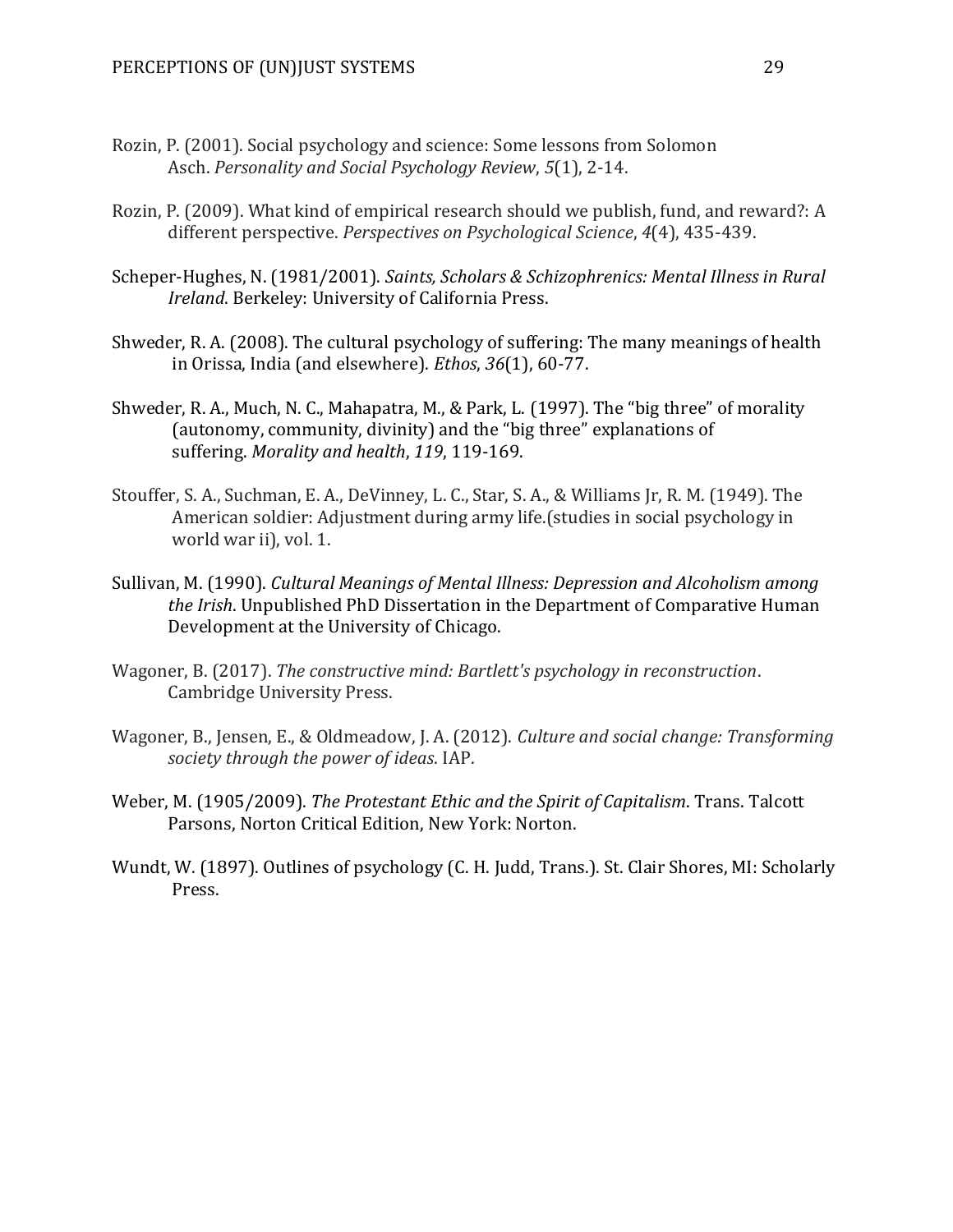Rozin, P. (2001). Social psychology and science: Some lessons from Solomon Asch. *Personality and Social Psychology Review*, *5*(1), 2-14.

Rozin, P. (2009). What kind of empirical research should we publish, fund, and reward?: A different perspective. *Perspectives on Psychological Science*, *4*(4), 435-439.

Scheper-Hughes, N. (1981/2001). *Saints, Scholars & Schizophrenics: Mental Illness in Rural Ireland*. Berkeley: University of California Press.

Shweder, R. A. (2008). The cultural psychology of suffering: The many meanings of health in Orissa, India (and elsewhere). *Ethos*, *36*(1), 60-77.

Shweder, R. A., Much, N. C., Mahapatra, M., & Park, L. (1997). The "big three" of morality (autonomy, community, divinity) and the "big three" explanations of suffering. *Morality and health*, *119*, 119-169.

Stouffer, S. A., Suchman, E. A., DeVinney, L. C., Star, S. A., & Williams Jr, R. M. (1949). The American soldier: Adjustment during army life.(studies in social psychology in world war ii), vol. 1.

Sullivan, M. (1990). *Cultural Meanings of Mental Illness: Depression and Alcoholism among the Irish*. Unpublished PhD Dissertation in the Department of Comparative Human Development at the University of Chicago.

Wagoner, B. (2017). *The constructive mind: Bartlett's psychology in reconstruction*. Cambridge University Press.

Wagoner, B., Jensen, E., & Oldmeadow, J. A. (2012). *Culture and social change: Transforming society through the power of ideas*. IAP.

Weber, M. (1905/2009). *The Protestant Ethic and the Spirit of Capitalism*. Trans. Talcott Parsons, Norton Critical Edition, New York: Norton.

Wundt, W. (1897). Outlines of psychology (C. H. Judd, Trans.). St. Clair Shores, MI: Scholarly Press.